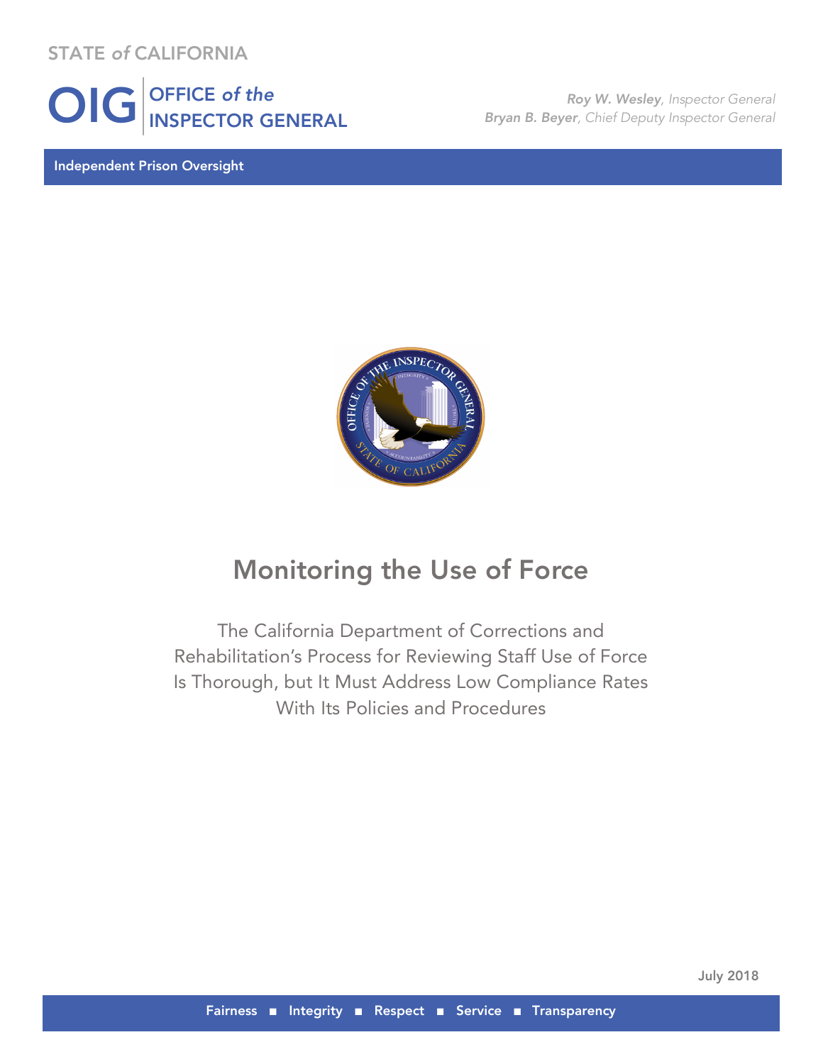STATE *of* CALIFORNIA

**OIG** | OFFICE *of the* INSPECTOR GENERAL

***Roy W. Wesley***, *Inspector General*
***Bryan B. Beyer***, *Chief Deputy Inspector General*

**Independent Prison Oversight**

# Monitoring the Use of Force

The California Department of Corrections and Rehabilitation's Process for Reviewing Staff Use of Force Is Thorough, but It Must Address Low Compliance Rates With Its Policies and Procedures

**July 2018**

**Fairness ■ Integrity ■ Respect ■ Service ■ Transparency**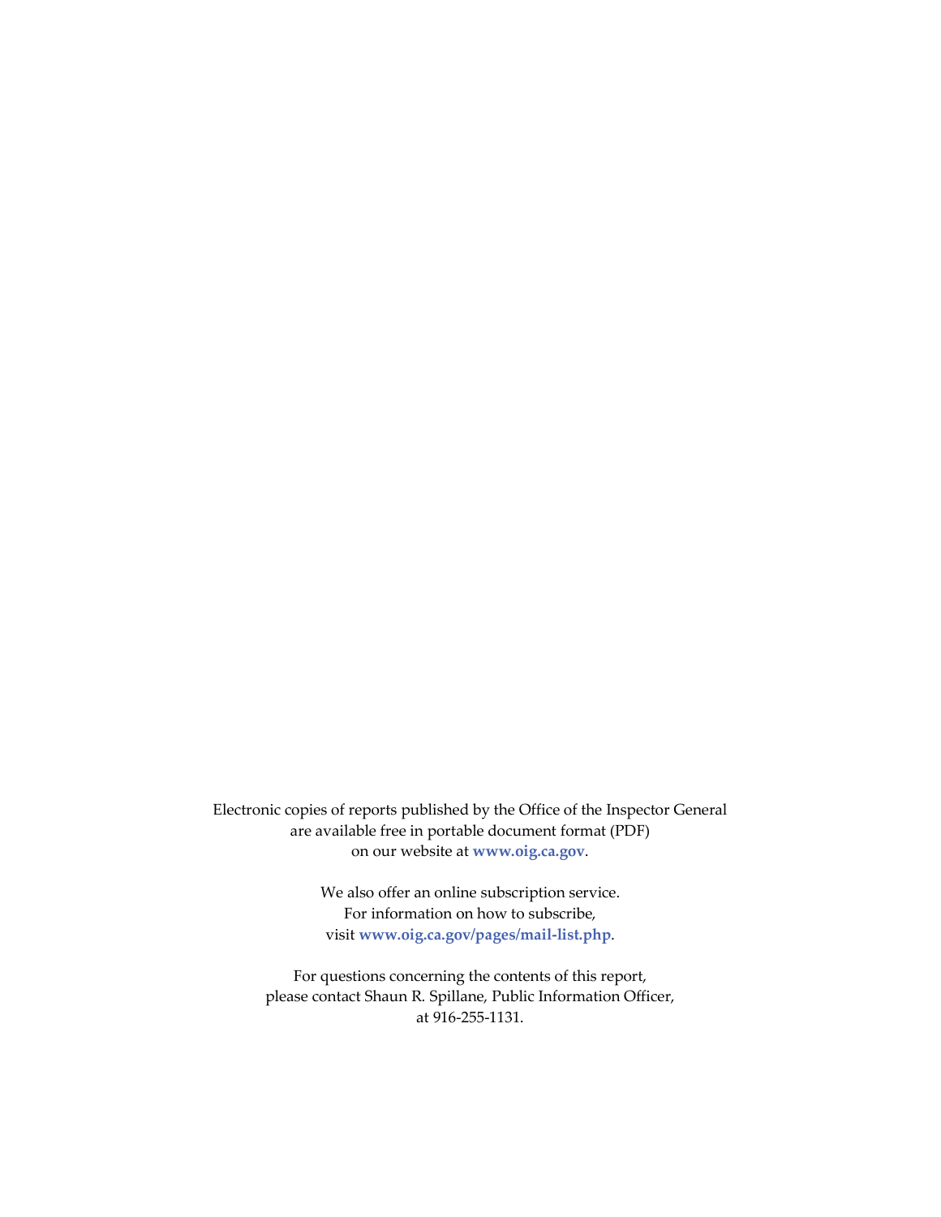Electronic copies of reports published by the Office of the Inspector General are available free in portable document format (PDF) on our website at **www.oig.ca.gov**.

We also offer an online subscription service. For information on how to subscribe, visit **www.oig.ca.gov/pages/mail-list.php**.

For questions concerning the contents of this report, please contact Shaun R. Spillane, Public Information Officer, at 916-255-1131.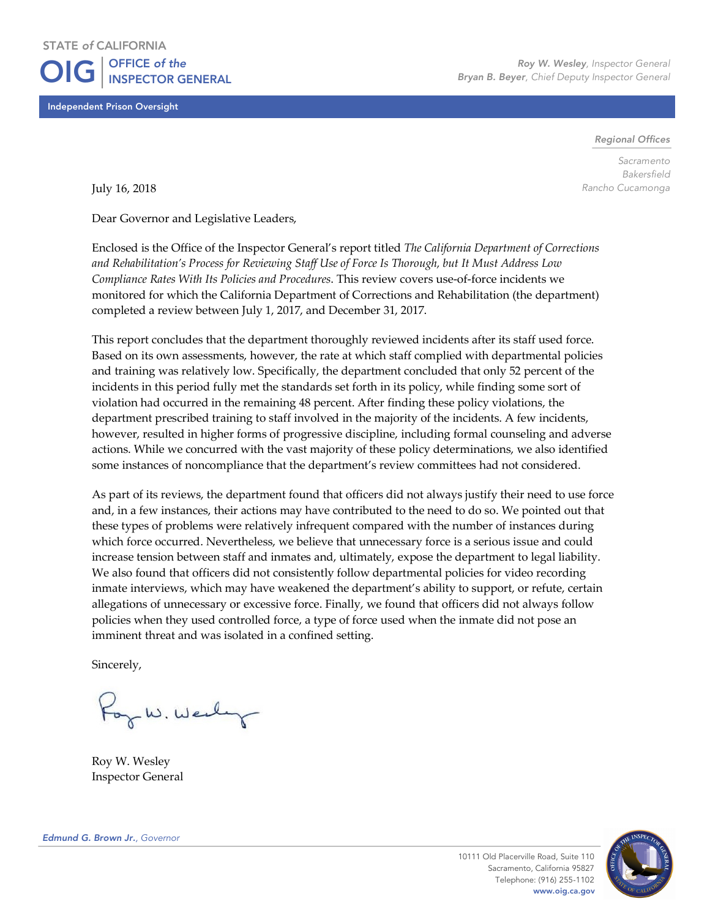STATE *of* CALIFORNIA

# OIG | OFFICE *of the* INSPECTOR GENERAL

*Roy W. Wesley*, *Inspector General*
*Bryan B. Beyer*, *Chief Deputy Inspector General*

Independent Prison Oversight

*Regional Offices*

*Sacramento*
*Bakersfield*
*Rancho Cucamonga*

July 16, 2018

Dear Governor and Legislative Leaders,

Enclosed is the Office of the Inspector General's report titled *The California Department of Corrections and Rehabilitation's Process for Reviewing Staff Use of Force Is Thorough, but It Must Address Low Compliance Rates With Its Policies and Procedures*. This review covers use-of-force incidents we monitored for which the California Department of Corrections and Rehabilitation (the department) completed a review between July 1, 2017, and December 31, 2017.

This report concludes that the department thoroughly reviewed incidents after its staff used force. Based on its own assessments, however, the rate at which staff complied with departmental policies and training was relatively low. Specifically, the department concluded that only 52 percent of the incidents in this period fully met the standards set forth in its policy, while finding some sort of violation had occurred in the remaining 48 percent. After finding these policy violations, the department prescribed training to staff involved in the majority of the incidents. A few incidents, however, resulted in higher forms of progressive discipline, including formal counseling and adverse actions. While we concurred with the vast majority of these policy determinations, we also identified some instances of noncompliance that the department's review committees had not considered.

As part of its reviews, the department found that officers did not always justify their need to use force and, in a few instances, their actions may have contributed to the need to do so. We pointed out that these types of problems were relatively infrequent compared with the number of instances during which force occurred. Nevertheless, we believe that unnecessary force is a serious issue and could increase tension between staff and inmates and, ultimately, expose the department to legal liability. We also found that officers did not consistently follow departmental policies for video recording inmate interviews, which may have weakened the department's ability to support, or refute, certain allegations of unnecessary or excessive force. Finally, we found that officers did not always follow policies when they used controlled force, a type of force used when the inmate did not pose an imminent threat and was isolated in a confined setting.

Sincerely,

Roy W. Wesley
Inspector General

*Edmund G. Brown Jr.*, *Governor*

10111 Old Placerville Road, Suite 110
Sacramento, California 95827
Telephone: (916) 255-1102
www.oig.ca.gov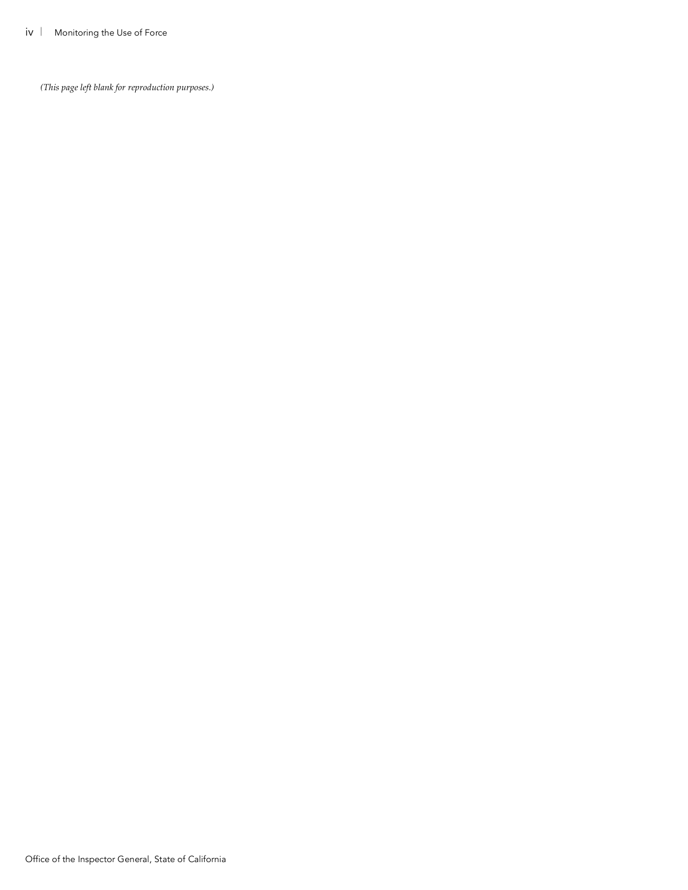*(This page left blank for reproduction purposes.)*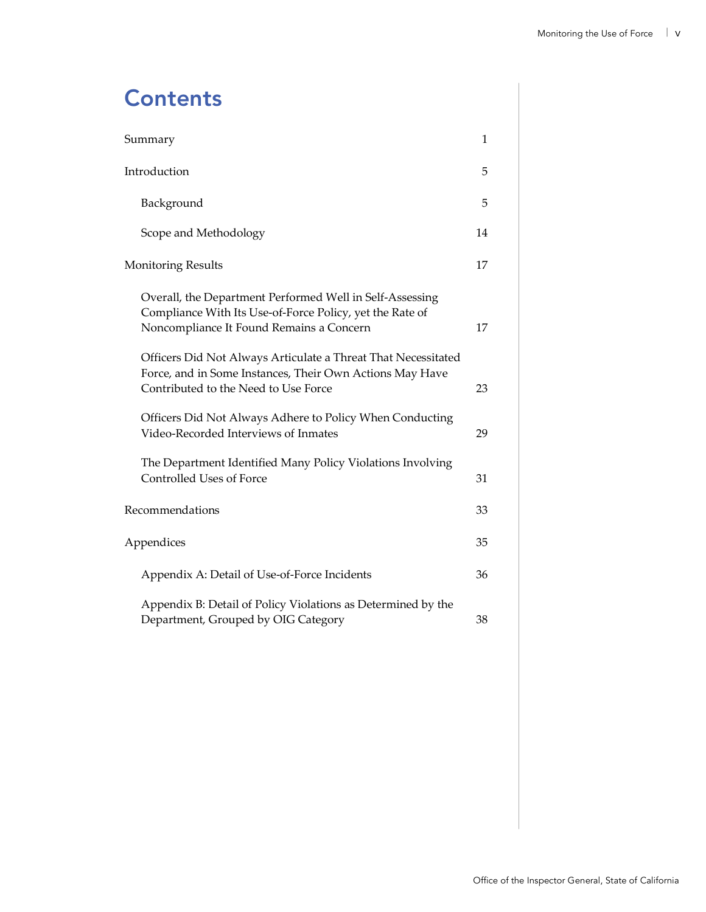# Contents

| | |
|---|---|
| Summary | 1 |
| Introduction | 5 |
| Background | 5 |
| Scope and Methodology | 14 |
| Monitoring Results | 17 |
| Overall, the Department Performed Well in Self-Assessing Compliance With Its Use-of-Force Policy, yet the Rate of Noncompliance It Found Remains a Concern | 17 |
| Officers Did Not Always Articulate a Threat That Necessitated Force, and in Some Instances, Their Own Actions May Have Contributed to the Need to Use Force | 23 |
| Officers Did Not Always Adhere to Policy When Conducting Video-Recorded Interviews of Inmates | 29 |
| The Department Identified Many Policy Violations Involving Controlled Uses of Force | 31 |
| Recommendations | 33 |
| Appendices | 35 |
| Appendix A: Detail of Use-of-Force Incidents | 36 |
| Appendix B: Detail of Policy Violations as Determined by the Department, Grouped by OIG Category | 38 |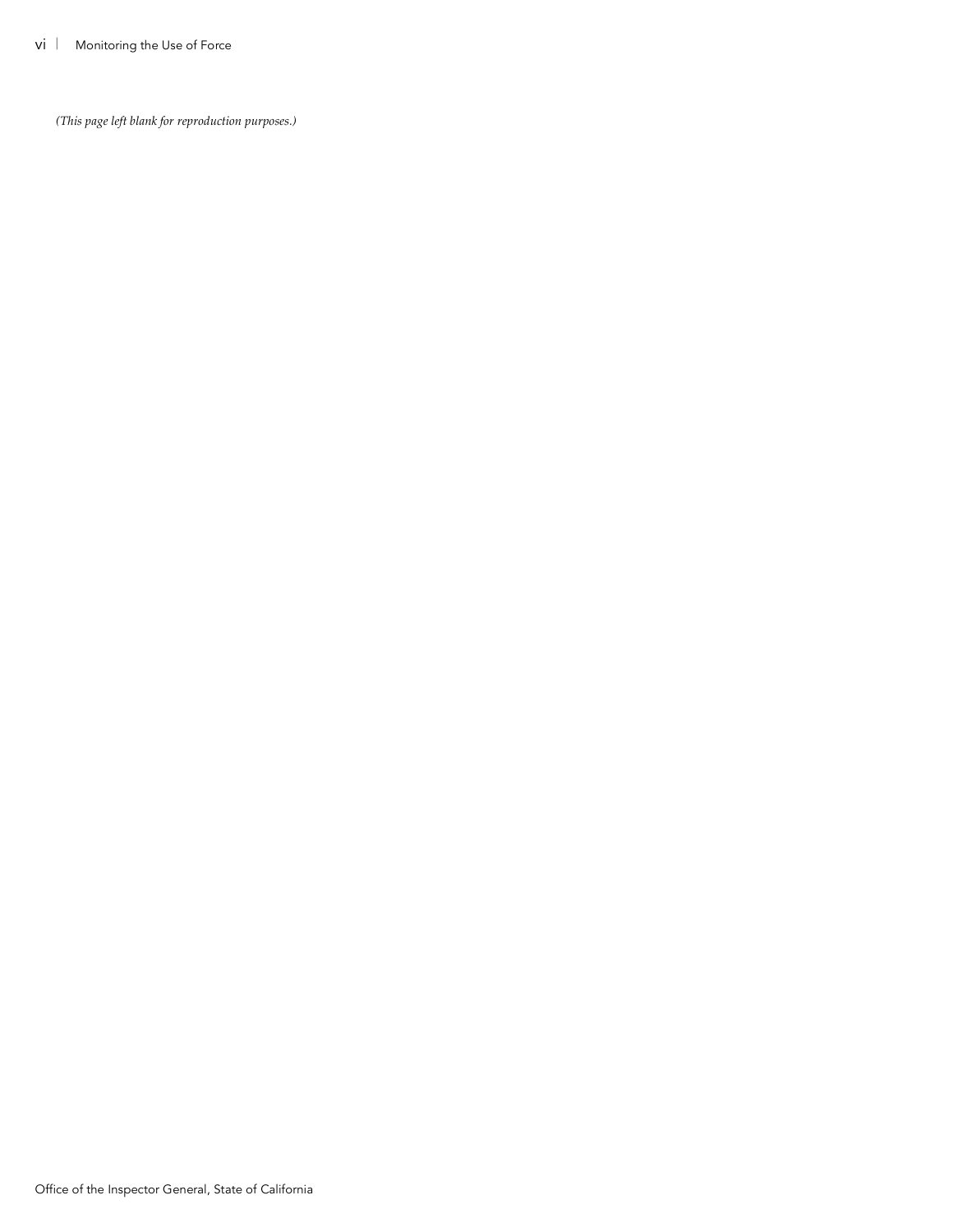*(This page left blank for reproduction purposes.)*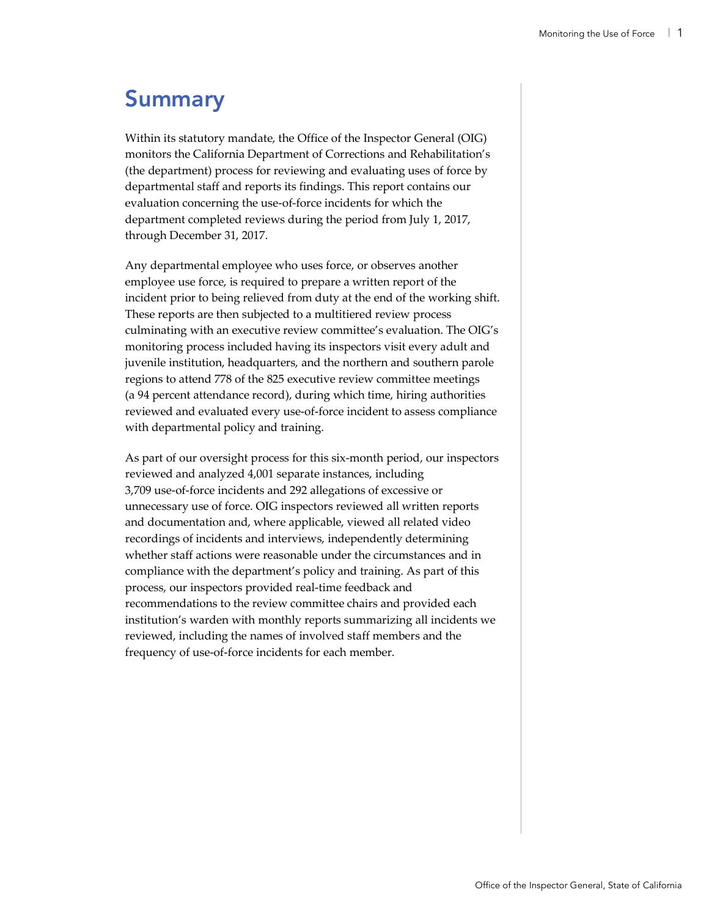# Summary

Within its statutory mandate, the Office of the Inspector General (OIG) monitors the California Department of Corrections and Rehabilitation's (the department) process for reviewing and evaluating uses of force by departmental staff and reports its findings. This report contains our evaluation concerning the use-of-force incidents for which the department completed reviews during the period from July 1, 2017, through December 31, 2017.

Any departmental employee who uses force, or observes another employee use force, is required to prepare a written report of the incident prior to being relieved from duty at the end of the working shift. These reports are then subjected to a multitiered review process culminating with an executive review committee's evaluation. The OIG's monitoring process included having its inspectors visit every adult and juvenile institution, headquarters, and the northern and southern parole regions to attend 778 of the 825 executive review committee meetings (a 94 percent attendance record), during which time, hiring authorities reviewed and evaluated every use-of-force incident to assess compliance with departmental policy and training.

As part of our oversight process for this six-month period, our inspectors reviewed and analyzed 4,001 separate instances, including 3,709 use-of-force incidents and 292 allegations of excessive or unnecessary use of force. OIG inspectors reviewed all written reports and documentation and, where applicable, viewed all related video recordings of incidents and interviews, independently determining whether staff actions were reasonable under the circumstances and in compliance with the department's policy and training. As part of this process, our inspectors provided real-time feedback and recommendations to the review committee chairs and provided each institution's warden with monthly reports summarizing all incidents we reviewed, including the names of involved staff members and the frequency of use-of-force incidents for each member.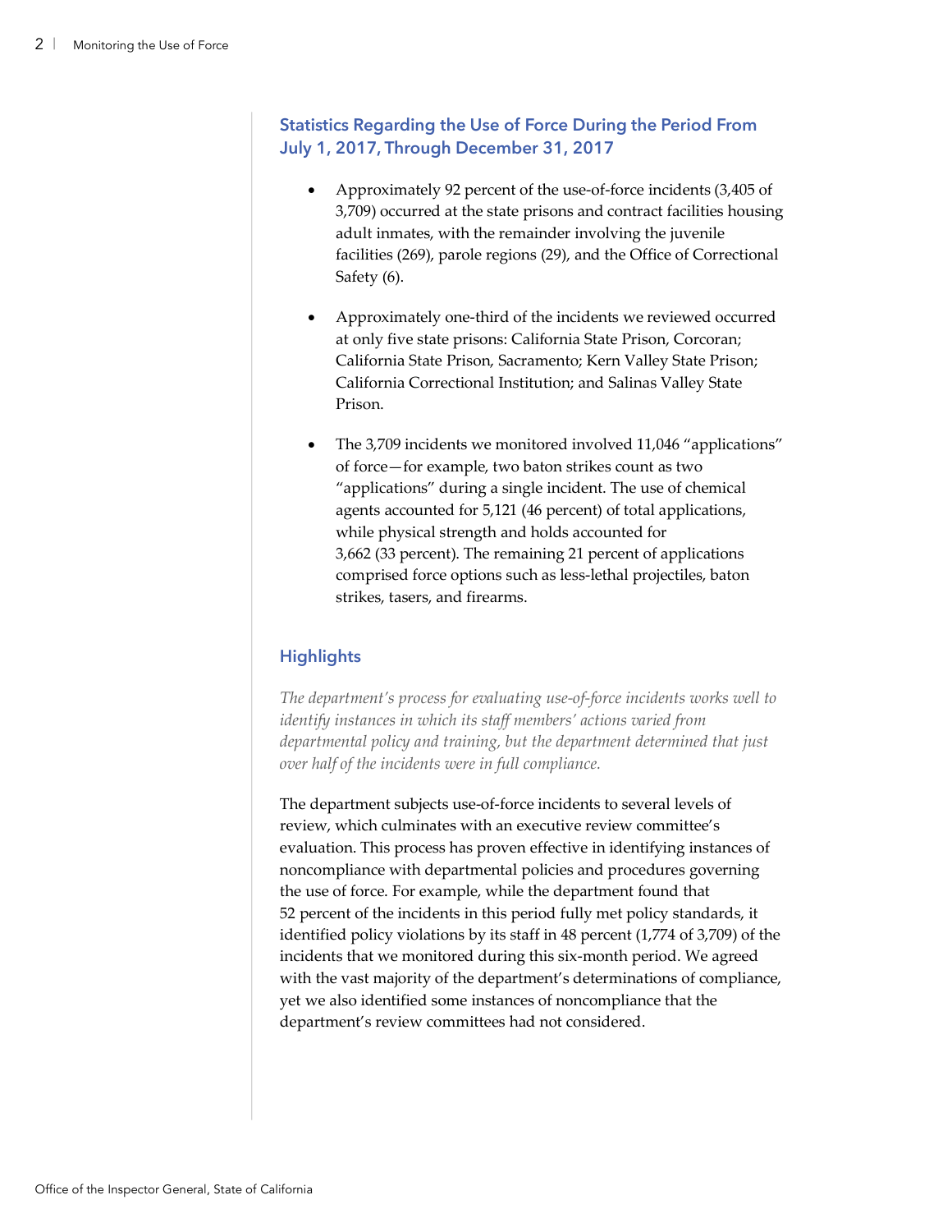## Statistics Regarding the Use of Force During the Period From July 1, 2017, Through December 31, 2017

- Approximately 92 percent of the use-of-force incidents (3,405 of 3,709) occurred at the state prisons and contract facilities housing adult inmates, with the remainder involving the juvenile facilities (269), parole regions (29), and the Office of Correctional Safety (6).

- Approximately one-third of the incidents we reviewed occurred at only five state prisons: California State Prison, Corcoran; California State Prison, Sacramento; Kern Valley State Prison; California Correctional Institution; and Salinas Valley State Prison.

- The 3,709 incidents we monitored involved 11,046 "applications" of force—for example, two baton strikes count as two "applications" during a single incident. The use of chemical agents accounted for 5,121 (46 percent) of total applications, while physical strength and holds accounted for 3,662 (33 percent). The remaining 21 percent of applications comprised force options such as less-lethal projectiles, baton strikes, tasers, and firearms.

## Highlights

*The department's process for evaluating use-of-force incidents works well to identify instances in which its staff members' actions varied from departmental policy and training, but the department determined that just over half of the incidents were in full compliance.*

The department subjects use-of-force incidents to several levels of review, which culminates with an executive review committee's evaluation. This process has proven effective in identifying instances of noncompliance with departmental policies and procedures governing the use of force. For example, while the department found that 52 percent of the incidents in this period fully met policy standards, it identified policy violations by its staff in 48 percent (1,774 of 3,709) of the incidents that we monitored during this six-month period. We agreed with the vast majority of the department's determinations of compliance, yet we also identified some instances of noncompliance that the department's review committees had not considered.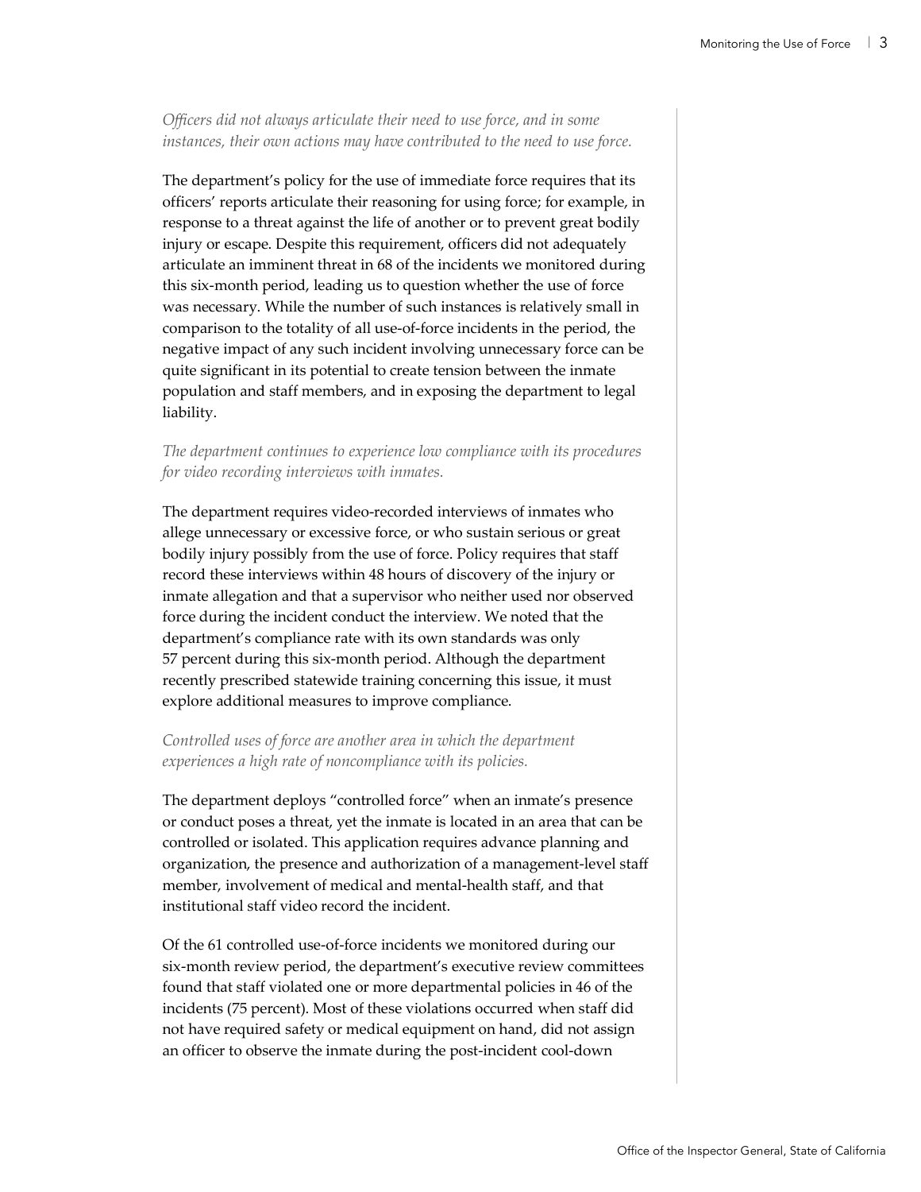*Officers did not always articulate their need to use force, and in some instances, their own actions may have contributed to the need to use force.*

The department's policy for the use of immediate force requires that its officers' reports articulate their reasoning for using force; for example, in response to a threat against the life of another or to prevent great bodily injury or escape. Despite this requirement, officers did not adequately articulate an imminent threat in 68 of the incidents we monitored during this six-month period, leading us to question whether the use of force was necessary. While the number of such instances is relatively small in comparison to the totality of all use-of-force incidents in the period, the negative impact of any such incident involving unnecessary force can be quite significant in its potential to create tension between the inmate population and staff members, and in exposing the department to legal liability.

*The department continues to experience low compliance with its procedures for video recording interviews with inmates.*

The department requires video-recorded interviews of inmates who allege unnecessary or excessive force, or who sustain serious or great bodily injury possibly from the use of force. Policy requires that staff record these interviews within 48 hours of discovery of the injury or inmate allegation and that a supervisor who neither used nor observed force during the incident conduct the interview. We noted that the department's compliance rate with its own standards was only 57 percent during this six-month period. Although the department recently prescribed statewide training concerning this issue, it must explore additional measures to improve compliance.

*Controlled uses of force are another area in which the department experiences a high rate of noncompliance with its policies.*

The department deploys "controlled force" when an inmate's presence or conduct poses a threat, yet the inmate is located in an area that can be controlled or isolated. This application requires advance planning and organization, the presence and authorization of a management-level staff member, involvement of medical and mental-health staff, and that institutional staff video record the incident.

Of the 61 controlled use-of-force incidents we monitored during our six-month review period, the department's executive review committees found that staff violated one or more departmental policies in 46 of the incidents (75 percent). Most of these violations occurred when staff did not have required safety or medical equipment on hand, did not assign an officer to observe the inmate during the post-incident cool-down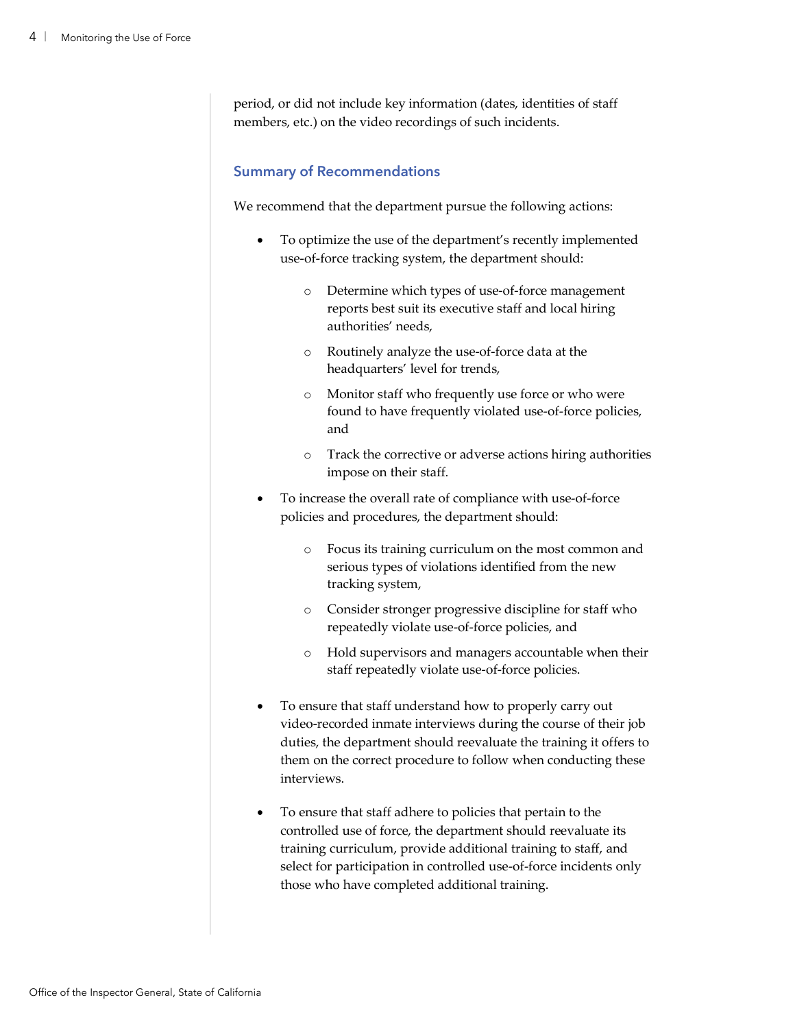period, or did not include key information (dates, identities of staff members, etc.) on the video recordings of such incidents.

## Summary of Recommendations

We recommend that the department pursue the following actions:

- To optimize the use of the department's recently implemented use-of-force tracking system, the department should:
    - Determine which types of use-of-force management reports best suit its executive staff and local hiring authorities' needs,
    - Routinely analyze the use-of-force data at the headquarters' level for trends,
    - Monitor staff who frequently use force or who were found to have frequently violated use-of-force policies, and
    - Track the corrective or adverse actions hiring authorities impose on their staff.
- To increase the overall rate of compliance with use-of-force policies and procedures, the department should:
    - Focus its training curriculum on the most common and serious types of violations identified from the new tracking system,
    - Consider stronger progressive discipline for staff who repeatedly violate use-of-force policies, and
    - Hold supervisors and managers accountable when their staff repeatedly violate use-of-force policies.
- To ensure that staff understand how to properly carry out video-recorded inmate interviews during the course of their job duties, the department should reevaluate the training it offers to them on the correct procedure to follow when conducting these interviews.
- To ensure that staff adhere to policies that pertain to the controlled use of force, the department should reevaluate its training curriculum, provide additional training to staff, and select for participation in controlled use-of-force incidents only those who have completed additional training.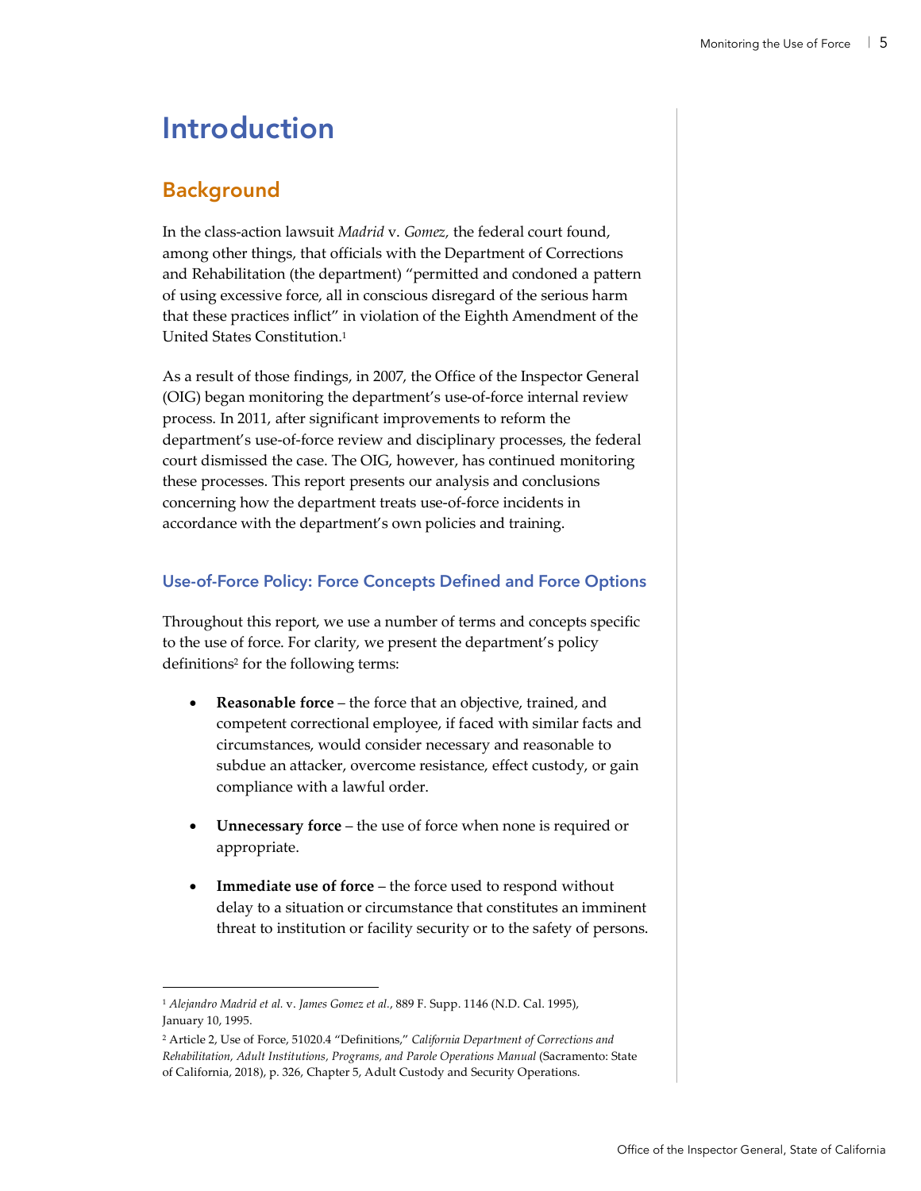# Introduction

## Background

In the class-action lawsuit *Madrid* v. *Gomez,* the federal court found, among other things, that officials with the Department of Corrections and Rehabilitation (the department) "permitted and condoned a pattern of using excessive force, all in conscious disregard of the serious harm that these practices inflict" in violation of the Eighth Amendment of the United States Constitution.[1]

As a result of those findings, in 2007, the Office of the Inspector General (OIG) began monitoring the department's use-of-force internal review process. In 2011, after significant improvements to reform the department's use-of-force review and disciplinary processes, the federal court dismissed the case. The OIG, however, has continued monitoring these processes. This report presents our analysis and conclusions concerning how the department treats use-of-force incidents in accordance with the department's own policies and training.

### Use-of-Force Policy: Force Concepts Defined and Force Options

Throughout this report, we use a number of terms and concepts specific to the use of force. For clarity, we present the department's policy definitions[2] for the following terms:

- **Reasonable force** – the force that an objective, trained, and competent correctional employee, if faced with similar facts and circumstances, would consider necessary and reasonable to subdue an attacker, overcome resistance, effect custody, or gain compliance with a lawful order.

- **Unnecessary force** – the use of force when none is required or appropriate.

- **Immediate use of force** – the force used to respond without delay to a situation or circumstance that constitutes an imminent threat to institution or facility security or to the safety of persons.

---

[1] *Alejandro Madrid et al.* v. *James Gomez et al.*, 889 F. Supp. 1146 (N.D. Cal. 1995), January 10, 1995.

[2] Article 2, Use of Force, 51020.4 "Definitions," *California Department of Corrections and Rehabilitation, Adult Institutions, Programs, and Parole Operations Manual* (Sacramento: State of California, 2018), p. 326, Chapter 5, Adult Custody and Security Operations.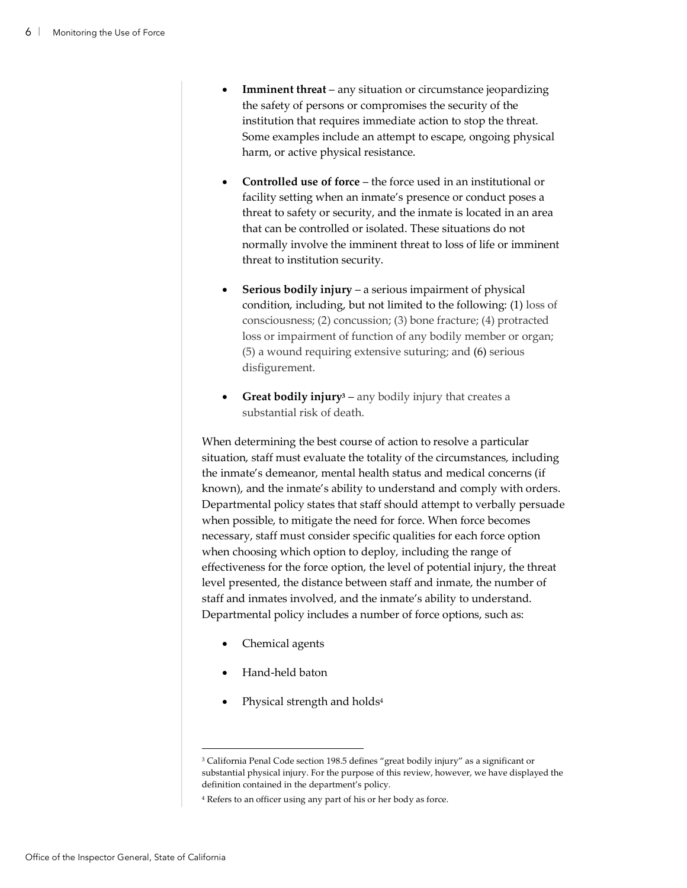- **Imminent threat** – any situation or circumstance jeopardizing the safety of persons or compromises the security of the institution that requires immediate action to stop the threat. Some examples include an attempt to escape, ongoing physical harm, or active physical resistance.

- **Controlled use of force** – the force used in an institutional or facility setting when an inmate's presence or conduct poses a threat to safety or security, and the inmate is located in an area that can be controlled or isolated. These situations do not normally involve the imminent threat to loss of life or imminent threat to institution security.

- **Serious bodily injury** – a serious impairment of physical condition, including, but not limited to the following: (1) loss of consciousness; (2) concussion; (3) bone fracture; (4) protracted loss or impairment of function of any bodily member or organ; (5) a wound requiring extensive suturing; and (6) serious disfigurement.

- **Great bodily injury**[3] – any bodily injury that creates a substantial risk of death.

When determining the best course of action to resolve a particular situation, staff must evaluate the totality of the circumstances, including the inmate's demeanor, mental health status and medical concerns (if known), and the inmate's ability to understand and comply with orders. Departmental policy states that staff should attempt to verbally persuade when possible, to mitigate the need for force. When force becomes necessary, staff must consider specific qualities for each force option when choosing which option to deploy, including the range of effectiveness for the force option, the level of potential injury, the threat level presented, the distance between staff and inmate, the number of staff and inmates involved, and the inmate's ability to understand. Departmental policy includes a number of force options, such as:

- Chemical agents

- Hand-held baton

- Physical strength and holds[4]

---

[3] California Penal Code section 198.5 defines "great bodily injury" as a significant or substantial physical injury. For the purpose of this review, however, we have displayed the definition contained in the department's policy.

[4] Refers to an officer using any part of his or her body as force.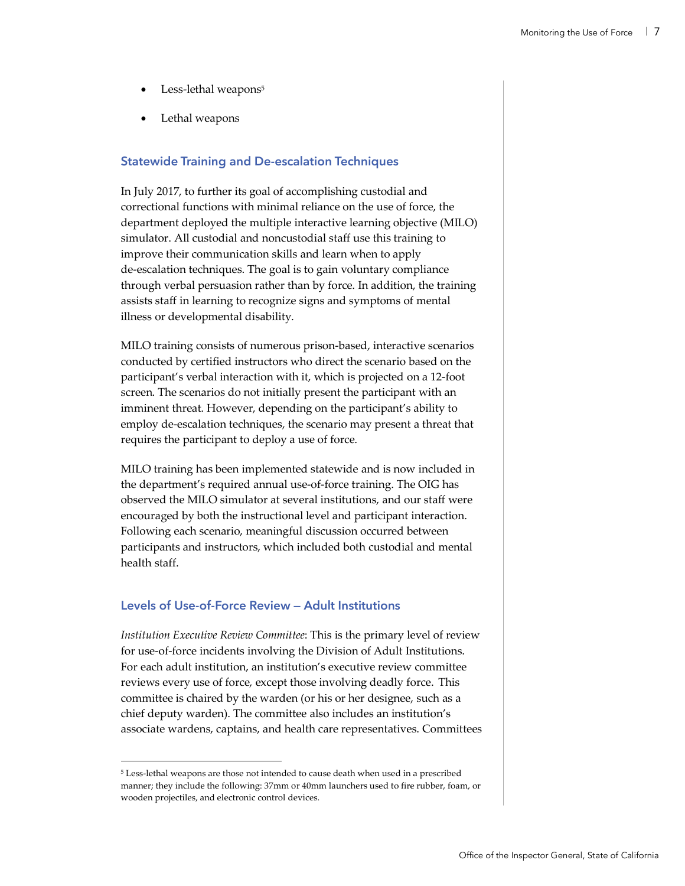- Less-lethal weapons[5]
- Lethal weapons

### Statewide Training and De-escalation Techniques

In July 2017, to further its goal of accomplishing custodial and correctional functions with minimal reliance on the use of force, the department deployed the multiple interactive learning objective (MILO) simulator. All custodial and noncustodial staff use this training to improve their communication skills and learn when to apply de-escalation techniques. The goal is to gain voluntary compliance through verbal persuasion rather than by force. In addition, the training assists staff in learning to recognize signs and symptoms of mental illness or developmental disability.

MILO training consists of numerous prison-based, interactive scenarios conducted by certified instructors who direct the scenario based on the participant's verbal interaction with it, which is projected on a 12-foot screen. The scenarios do not initially present the participant with an imminent threat. However, depending on the participant's ability to employ de-escalation techniques, the scenario may present a threat that requires the participant to deploy a use of force.

MILO training has been implemented statewide and is now included in the department's required annual use-of-force training. The OIG has observed the MILO simulator at several institutions, and our staff were encouraged by both the instructional level and participant interaction. Following each scenario, meaningful discussion occurred between participants and instructors, which included both custodial and mental health staff.

### Levels of Use-of-Force Review — Adult Institutions

*Institution Executive Review Committee*: This is the primary level of review for use-of-force incidents involving the Division of Adult Institutions. For each adult institution, an institution's executive review committee reviews every use of force, except those involving deadly force. This committee is chaired by the warden (or his or her designee, such as a chief deputy warden). The committee also includes an institution's associate wardens, captains, and health care representatives. Committees

[5] Less-lethal weapons are those not intended to cause death when used in a prescribed manner; they include the following: 37mm or 40mm launchers used to fire rubber, foam, or wooden projectiles, and electronic control devices.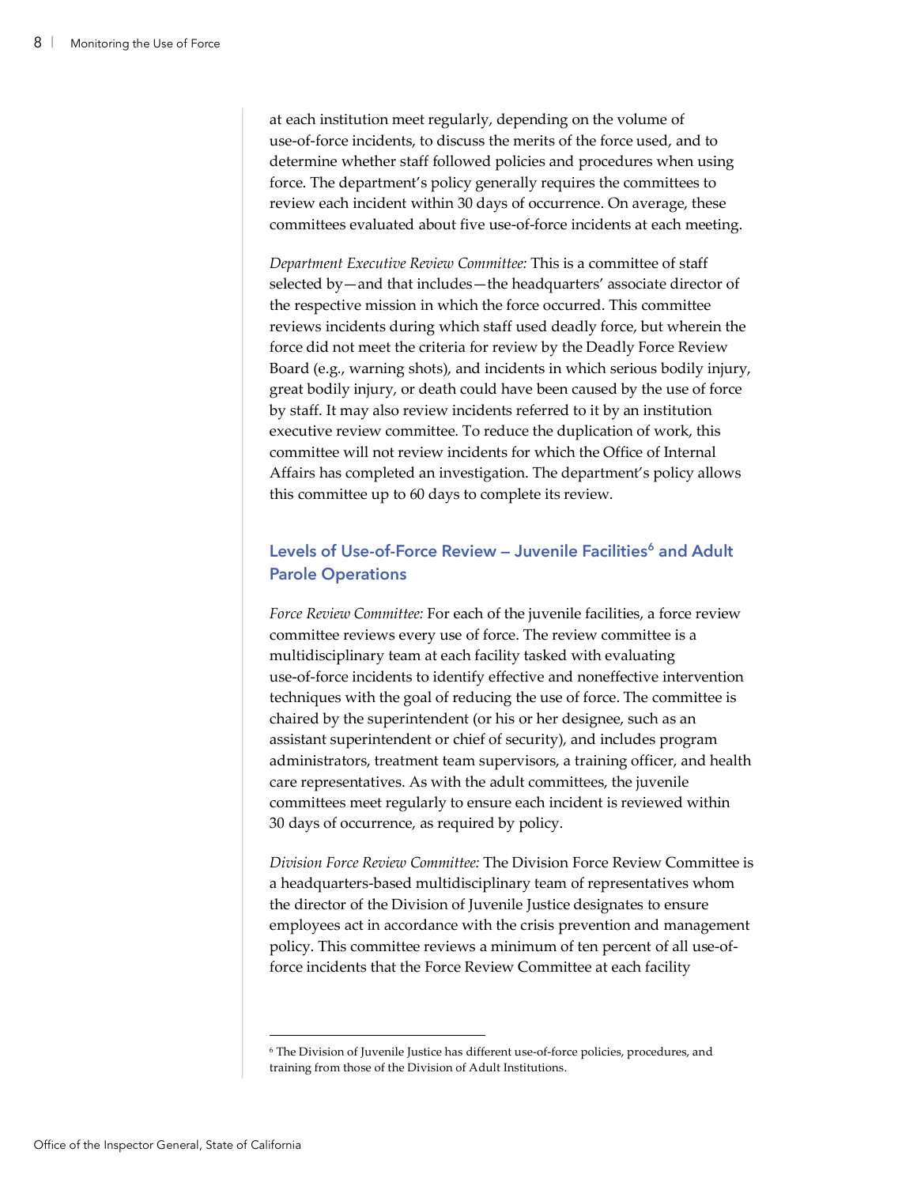at each institution meet regularly, depending on the volume of use-of-force incidents, to discuss the merits of the force used, and to determine whether staff followed policies and procedures when using force. The department's policy generally requires the committees to review each incident within 30 days of occurrence. On average, these committees evaluated about five use-of-force incidents at each meeting.

*Department Executive Review Committee:* This is a committee of staff selected by—and that includes—the headquarters' associate director of the respective mission in which the force occurred. This committee reviews incidents during which staff used deadly force, but wherein the force did not meet the criteria for review by the Deadly Force Review Board (e.g., warning shots), and incidents in which serious bodily injury, great bodily injury, or death could have been caused by the use of force by staff. It may also review incidents referred to it by an institution executive review committee. To reduce the duplication of work, this committee will not review incidents for which the Office of Internal Affairs has completed an investigation. The department's policy allows this committee up to 60 days to complete its review.

### Levels of Use-of-Force Review – Juvenile Facilities[6] and Adult Parole Operations

*Force Review Committee:* For each of the juvenile facilities, a force review committee reviews every use of force. The review committee is a multidisciplinary team at each facility tasked with evaluating use-of-force incidents to identify effective and noneffective intervention techniques with the goal of reducing the use of force. The committee is chaired by the superintendent (or his or her designee, such as an assistant superintendent or chief of security), and includes program administrators, treatment team supervisors, a training officer, and health care representatives. As with the adult committees, the juvenile committees meet regularly to ensure each incident is reviewed within 30 days of occurrence, as required by policy.

*Division Force Review Committee:* The Division Force Review Committee is a headquarters-based multidisciplinary team of representatives whom the director of the Division of Juvenile Justice designates to ensure employees act in accordance with the crisis prevention and management policy. This committee reviews a minimum of ten percent of all use-of-force incidents that the Force Review Committee at each facility

---

[6] The Division of Juvenile Justice has different use-of-force policies, procedures, and training from those of the Division of Adult Institutions.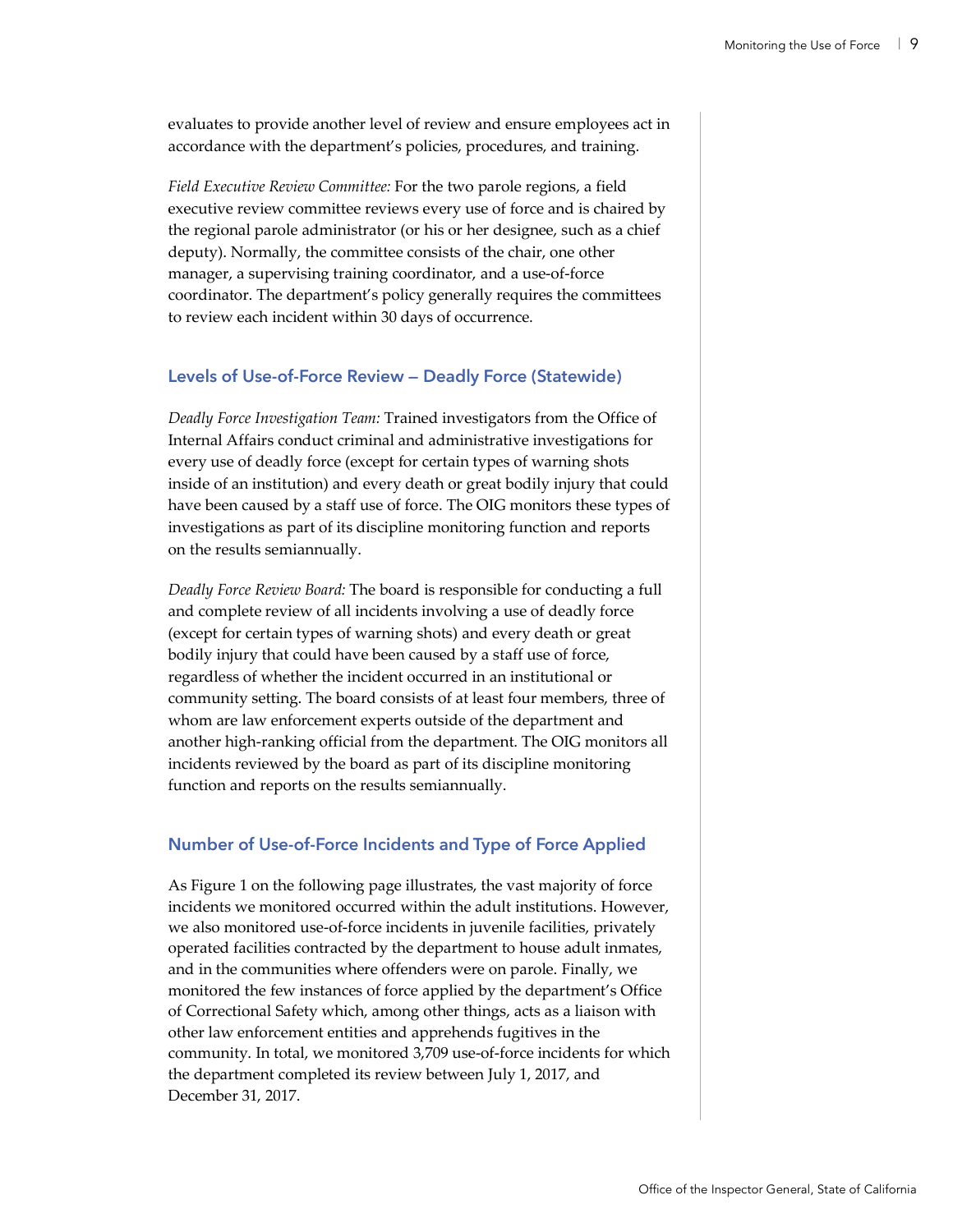evaluates to provide another level of review and ensure employees act in accordance with the department's policies, procedures, and training.

*Field Executive Review Committee:* For the two parole regions, a field executive review committee reviews every use of force and is chaired by the regional parole administrator (or his or her designee, such as a chief deputy). Normally, the committee consists of the chair, one other manager, a supervising training coordinator, and a use-of-force coordinator. The department's policy generally requires the committees to review each incident within 30 days of occurrence.

### Levels of Use-of-Force Review — Deadly Force (Statewide)

*Deadly Force Investigation Team:* Trained investigators from the Office of Internal Affairs conduct criminal and administrative investigations for every use of deadly force (except for certain types of warning shots inside of an institution) and every death or great bodily injury that could have been caused by a staff use of force. The OIG monitors these types of investigations as part of its discipline monitoring function and reports on the results semiannually.

*Deadly Force Review Board:* The board is responsible for conducting a full and complete review of all incidents involving a use of deadly force (except for certain types of warning shots) and every death or great bodily injury that could have been caused by a staff use of force, regardless of whether the incident occurred in an institutional or community setting. The board consists of at least four members, three of whom are law enforcement experts outside of the department and another high-ranking official from the department. The OIG monitors all incidents reviewed by the board as part of its discipline monitoring function and reports on the results semiannually.

### Number of Use-of-Force Incidents and Type of Force Applied

As Figure 1 on the following page illustrates, the vast majority of force incidents we monitored occurred within the adult institutions. However, we also monitored use-of-force incidents in juvenile facilities, privately operated facilities contracted by the department to house adult inmates, and in the communities where offenders were on parole. Finally, we monitored the few instances of force applied by the department's Office of Correctional Safety which, among other things, acts as a liaison with other law enforcement entities and apprehends fugitives in the community. In total, we monitored 3,709 use-of-force incidents for which the department completed its review between July 1, 2017, and December 31, 2017.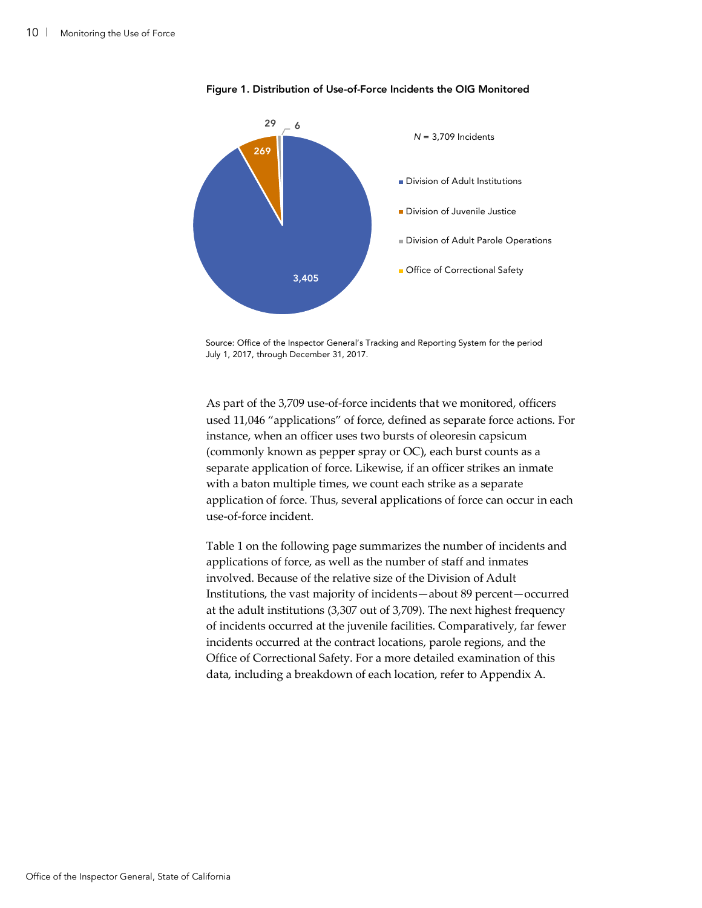**Figure 1. Distribution of Use-of-Force Incidents the OIG Monitored**

*N* = 3,709 Incidents

- Division of Adult Institutions: 3,405
- Division of Juvenile Justice: 269
- Division of Adult Parole Operations: 29
- Office of Correctional Safety: 6

Source: Office of the Inspector General's Tracking and Reporting System for the period July 1, 2017, through December 31, 2017.

As part of the 3,709 use-of-force incidents that we monitored, officers used 11,046 "applications" of force, defined as separate force actions. For instance, when an officer uses two bursts of oleoresin capsicum (commonly known as pepper spray or OC), each burst counts as a separate application of force. Likewise, if an officer strikes an inmate with a baton multiple times, we count each strike as a separate application of force. Thus, several applications of force can occur in each use-of-force incident.

Table 1 on the following page summarizes the number of incidents and applications of force, as well as the number of staff and inmates involved. Because of the relative size of the Division of Adult Institutions, the vast majority of incidents—about 89 percent—occurred at the adult institutions (3,307 out of 3,709). The next highest frequency of incidents occurred at the juvenile facilities. Comparatively, far fewer incidents occurred at the contract locations, parole regions, and the Office of Correctional Safety. For a more detailed examination of this data, including a breakdown of each location, refer to Appendix A.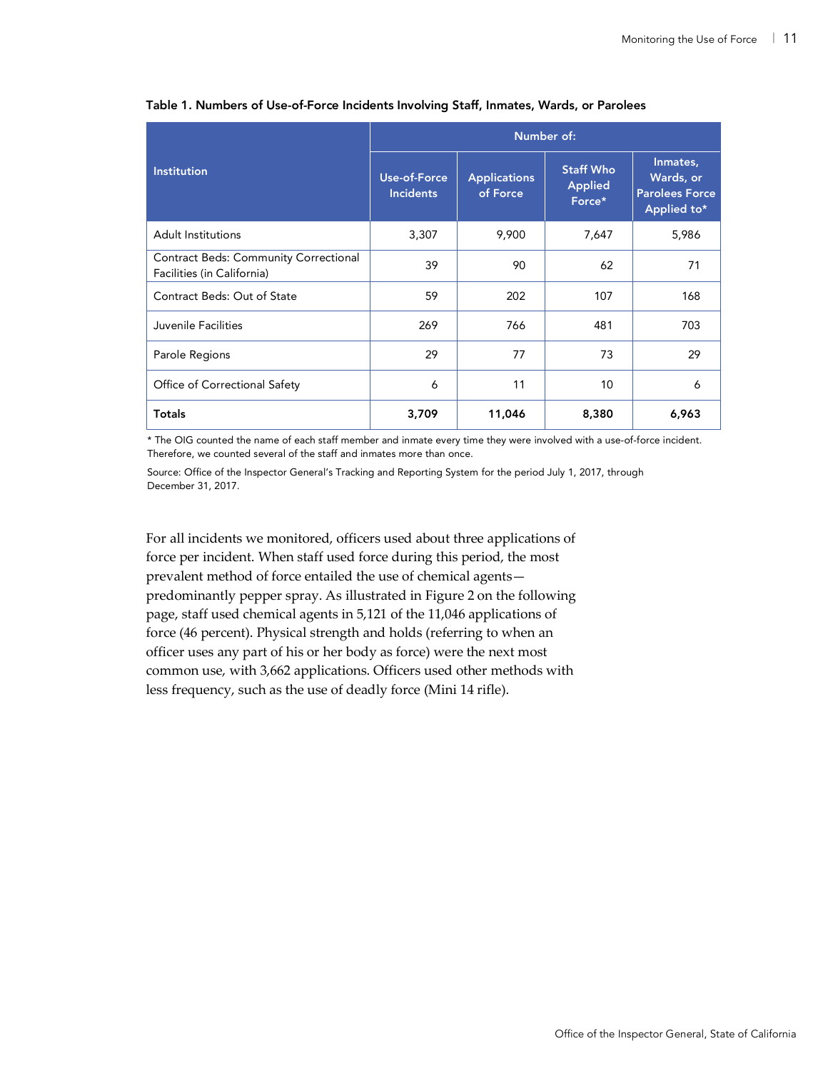**Table 1. Numbers of Use-of-Force Incidents Involving Staff, Inmates, Wards, or Parolees**

| Institution | Number of: | | | |
|---|---|---|---|---|
| | Use-of-Force Incidents | Applications of Force | Staff Who Applied Force* | Inmates, Wards, or Parolees Force Applied to* |
| Adult Institutions | 3,307 | 9,900 | 7,647 | 5,986 |
| Contract Beds: Community Correctional Facilities (in California) | 39 | 90 | 62 | 71 |
| Contract Beds: Out of State | 59 | 202 | 107 | 168 |
| Juvenile Facilities | 269 | 766 | 481 | 703 |
| Parole Regions | 29 | 77 | 73 | 29 |
| Office of Correctional Safety | 6 | 11 | 10 | 6 |
| **Totals** | **3,709** | **11,046** | **8,380** | **6,963** |

* The OIG counted the name of each staff member and inmate every time they were involved with a use-of-force incident. Therefore, we counted several of the staff and inmates more than once.

Source: Office of the Inspector General's Tracking and Reporting System for the period July 1, 2017, through December 31, 2017.

For all incidents we monitored, officers used about three applications of force per incident. When staff used force during this period, the most prevalent method of force entailed the use of chemical agents—predominantly pepper spray. As illustrated in Figure 2 on the following page, staff used chemical agents in 5,121 of the 11,046 applications of force (46 percent). Physical strength and holds (referring to when an officer uses any part of his or her body as force) were the next most common use, with 3,662 applications. Officers used other methods with less frequency, such as the use of deadly force (Mini 14 rifle).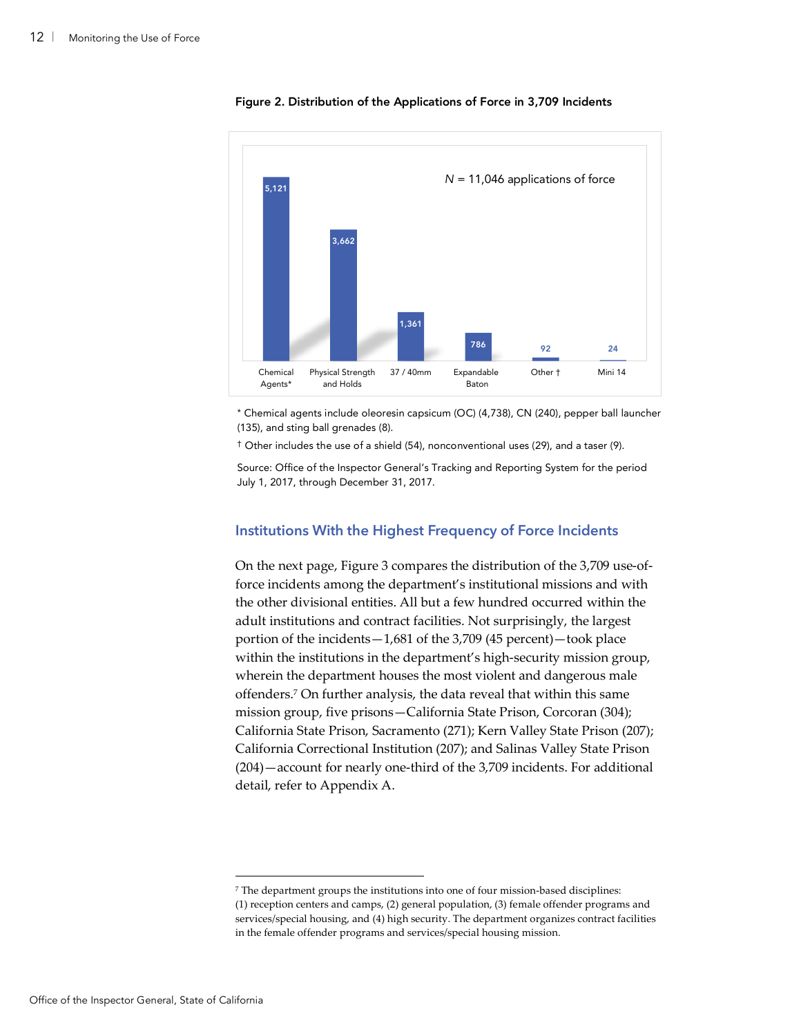**Figure 2. Distribution of the Applications of Force in 3,709 Incidents**

*N* = 11,046 applications of force

| Application of Force | Count |
|---|---|
| Chemical Agents* | 5,121 |
| Physical Strength and Holds | 3,662 |
| 37 / 40mm | 1,361 |
| Expandable Baton | 786 |
| Other † | 92 |
| Mini 14 | 24 |

* Chemical agents include oleoresin capsicum (OC) (4,738), CN (240), pepper ball launcher (135), and sting ball grenades (8).

† Other includes the use of a shield (54), nonconventional uses (29), and a taser (9).

Source: Office of the Inspector General's Tracking and Reporting System for the period July 1, 2017, through December 31, 2017.

## Institutions With the Highest Frequency of Force Incidents

On the next page, Figure 3 compares the distribution of the 3,709 use-of-force incidents among the department's institutional missions and with the other divisional entities. All but a few hundred occurred within the adult institutions and contract facilities. Not surprisingly, the largest portion of the incidents—1,681 of the 3,709 (45 percent)—took place within the institutions in the department's high-security mission group, wherein the department houses the most violent and dangerous male offenders.[7] On further analysis, the data reveal that within this same mission group, five prisons—California State Prison, Corcoran (304); California State Prison, Sacramento (271); Kern Valley State Prison (207); California Correctional Institution (207); and Salinas Valley State Prison (204)—account for nearly one-third of the 3,709 incidents. For additional detail, refer to Appendix A.

---

[7] The department groups the institutions into one of four mission-based disciplines: (1) reception centers and camps, (2) general population, (3) female offender programs and services/special housing, and (4) high security. The department organizes contract facilities in the female offender programs and services/special housing mission.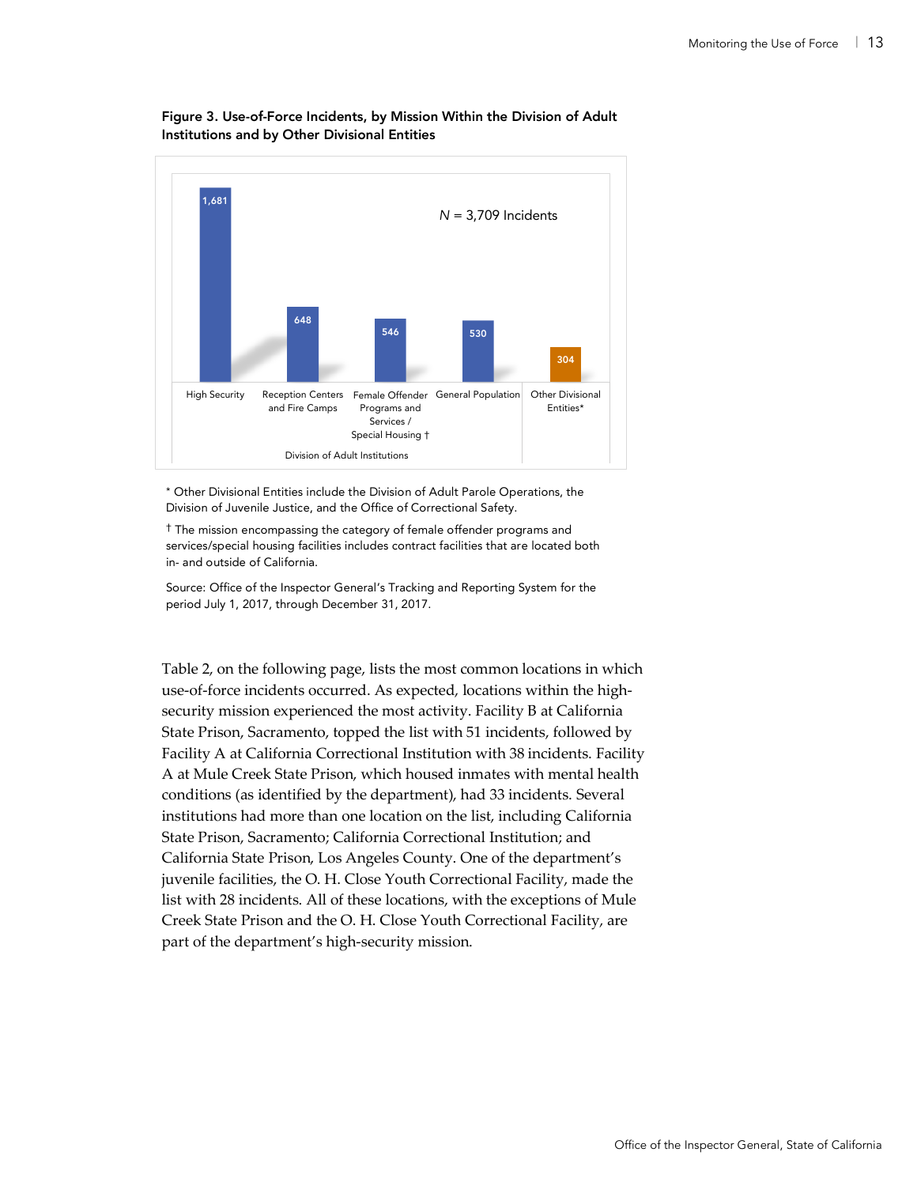**Figure 3. Use-of-Force Incidents, by Mission Within the Division of Adult Institutions and by Other Divisional Entities**

*N* = 3,709 Incidents

| Division of Adult Institutions | | | | |
|---|---|---|---|---|
| High Security | Reception Centers and Fire Camps | Female Offender Programs and Services / Special Housing † | General Population | Other Divisional Entities* |
| 1,681 | 648 | 546 | 530 | 304 |

\* Other Divisional Entities include the Division of Adult Parole Operations, the Division of Juvenile Justice, and the Office of Correctional Safety.

† The mission encompassing the category of female offender programs and services/special housing facilities includes contract facilities that are located both in- and outside of California.

Source: Office of the Inspector General's Tracking and Reporting System for the period July 1, 2017, through December 31, 2017.

Table 2, on the following page, lists the most common locations in which use-of-force incidents occurred. As expected, locations within the high-security mission experienced the most activity. Facility B at California State Prison, Sacramento, topped the list with 51 incidents, followed by Facility A at California Correctional Institution with 38 incidents. Facility A at Mule Creek State Prison, which housed inmates with mental health conditions (as identified by the department), had 33 incidents. Several institutions had more than one location on the list, including California State Prison, Sacramento; California Correctional Institution; and California State Prison, Los Angeles County. One of the department's juvenile facilities, the O. H. Close Youth Correctional Facility, made the list with 28 incidents. All of these locations, with the exceptions of Mule Creek State Prison and the O. H. Close Youth Correctional Facility, are part of the department's high-security mission.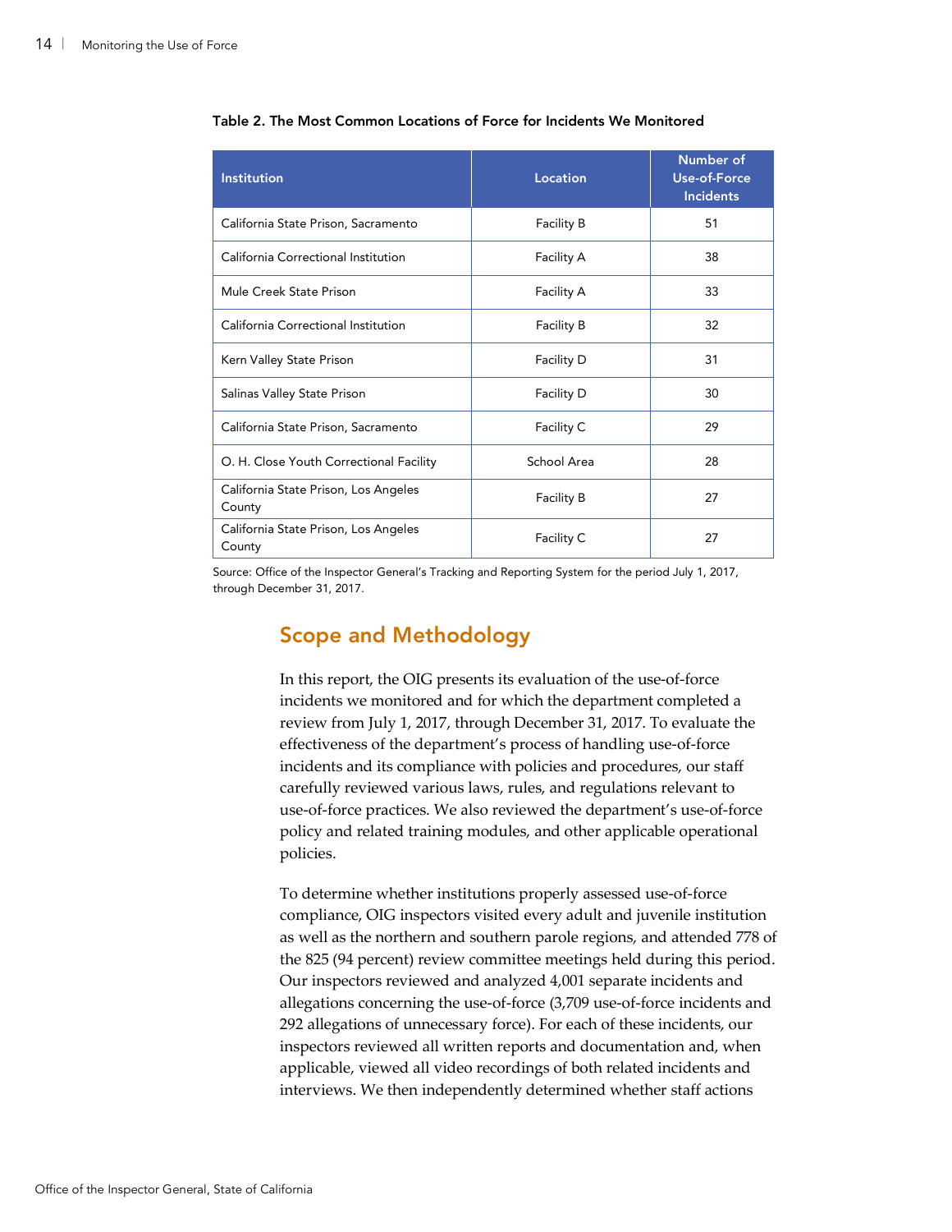**Table 2. The Most Common Locations of Force for Incidents We Monitored**

| Institution | Location | Number of Use-of-Force Incidents |
|---|---|---|
| California State Prison, Sacramento | Facility B | 51 |
| California Correctional Institution | Facility A | 38 |
| Mule Creek State Prison | Facility A | 33 |
| California Correctional Institution | Facility B | 32 |
| Kern Valley State Prison | Facility D | 31 |
| Salinas Valley State Prison | Facility D | 30 |
| California State Prison, Sacramento | Facility C | 29 |
| O. H. Close Youth Correctional Facility | School Area | 28 |
| California State Prison, Los Angeles County | Facility B | 27 |
| California State Prison, Los Angeles County | Facility C | 27 |

Source: Office of the Inspector General's Tracking and Reporting System for the period July 1, 2017, through December 31, 2017.

## Scope and Methodology

In this report, the OIG presents its evaluation of the use-of-force incidents we monitored and for which the department completed a review from July 1, 2017, through December 31, 2017. To evaluate the effectiveness of the department's process of handling use-of-force incidents and its compliance with policies and procedures, our staff carefully reviewed various laws, rules, and regulations relevant to use-of-force practices. We also reviewed the department's use-of-force policy and related training modules, and other applicable operational policies.

To determine whether institutions properly assessed use-of-force compliance, OIG inspectors visited every adult and juvenile institution as well as the northern and southern parole regions, and attended 778 of the 825 (94 percent) review committee meetings held during this period. Our inspectors reviewed and analyzed 4,001 separate incidents and allegations concerning the use-of-force (3,709 use-of-force incidents and 292 allegations of unnecessary force). For each of these incidents, our inspectors reviewed all written reports and documentation and, when applicable, viewed all video recordings of both related incidents and interviews. We then independently determined whether staff actions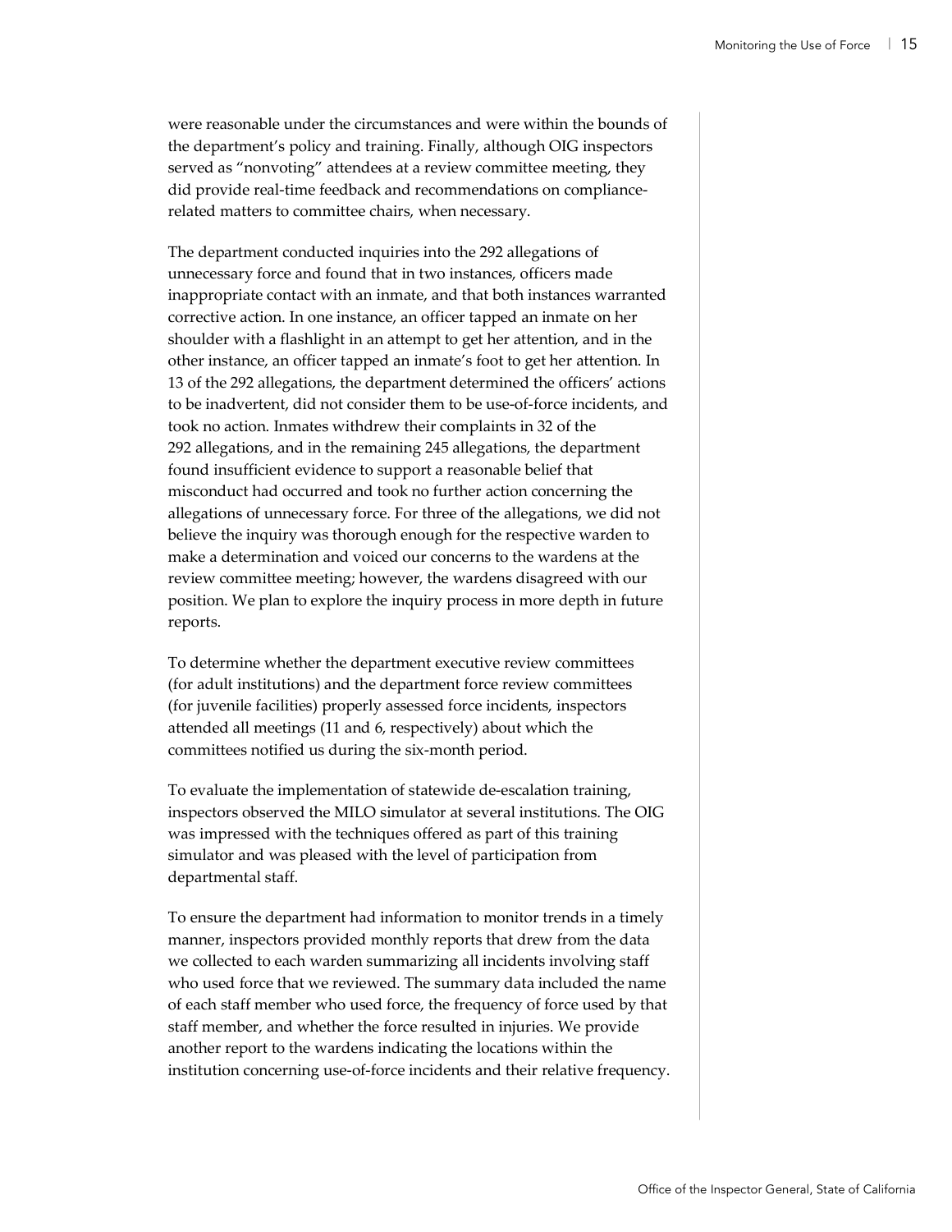were reasonable under the circumstances and were within the bounds of the department's policy and training. Finally, although OIG inspectors served as "nonvoting" attendees at a review committee meeting, they did provide real-time feedback and recommendations on compliance-related matters to committee chairs, when necessary.

The department conducted inquiries into the 292 allegations of unnecessary force and found that in two instances, officers made inappropriate contact with an inmate, and that both instances warranted corrective action. In one instance, an officer tapped an inmate on her shoulder with a flashlight in an attempt to get her attention, and in the other instance, an officer tapped an inmate's foot to get her attention. In 13 of the 292 allegations, the department determined the officers' actions to be inadvertent, did not consider them to be use-of-force incidents, and took no action. Inmates withdrew their complaints in 32 of the 292 allegations, and in the remaining 245 allegations, the department found insufficient evidence to support a reasonable belief that misconduct had occurred and took no further action concerning the allegations of unnecessary force. For three of the allegations, we did not believe the inquiry was thorough enough for the respective warden to make a determination and voiced our concerns to the wardens at the review committee meeting; however, the wardens disagreed with our position. We plan to explore the inquiry process in more depth in future reports.

To determine whether the department executive review committees (for adult institutions) and the department force review committees (for juvenile facilities) properly assessed force incidents, inspectors attended all meetings (11 and 6, respectively) about which the committees notified us during the six-month period.

To evaluate the implementation of statewide de-escalation training, inspectors observed the MILO simulator at several institutions. The OIG was impressed with the techniques offered as part of this training simulator and was pleased with the level of participation from departmental staff.

To ensure the department had information to monitor trends in a timely manner, inspectors provided monthly reports that drew from the data we collected to each warden summarizing all incidents involving staff who used force that we reviewed. The summary data included the name of each staff member who used force, the frequency of force used by that staff member, and whether the force resulted in injuries. We provide another report to the wardens indicating the locations within the institution concerning use-of-force incidents and their relative frequency.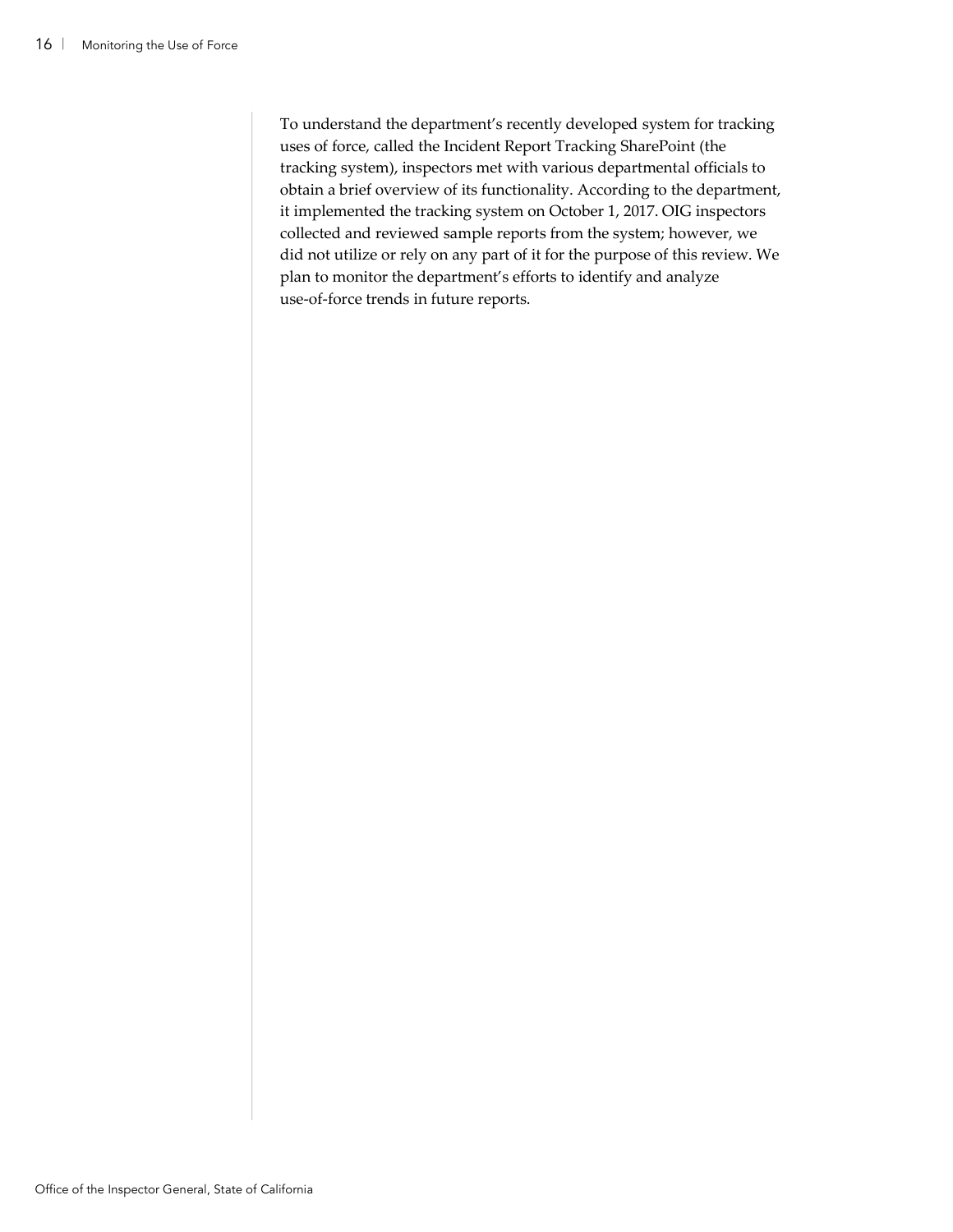To understand the department's recently developed system for tracking uses of force, called the Incident Report Tracking SharePoint (the tracking system), inspectors met with various departmental officials to obtain a brief overview of its functionality. According to the department, it implemented the tracking system on October 1, 2017. OIG inspectors collected and reviewed sample reports from the system; however, we did not utilize or rely on any part of it for the purpose of this review. We plan to monitor the department's efforts to identify and analyze use-of-force trends in future reports.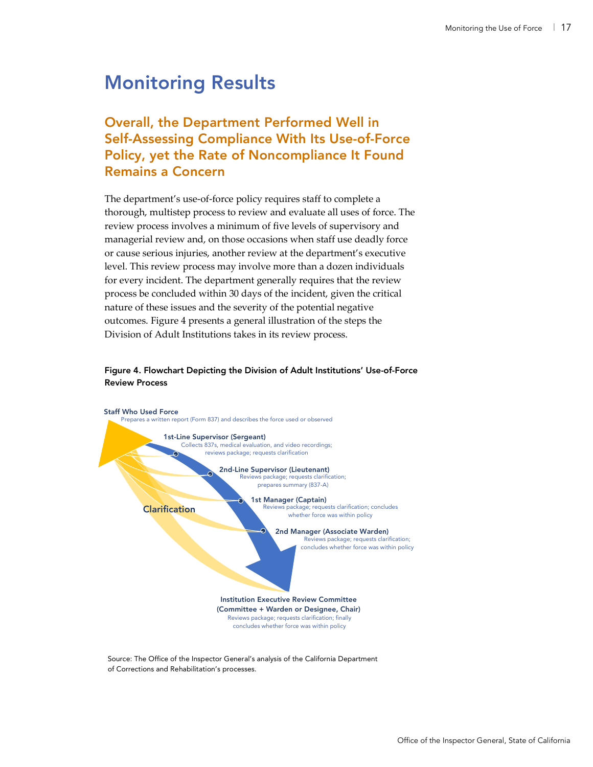# Monitoring Results

## Overall, the Department Performed Well in Self-Assessing Compliance With Its Use-of-Force Policy, yet the Rate of Noncompliance It Found Remains a Concern

The department's use-of-force policy requires staff to complete a thorough, multistep process to review and evaluate all uses of force. The review process involves a minimum of five levels of supervisory and managerial review and, on those occasions when staff use deadly force or cause serious injuries, another review at the department's executive level. This review process may involve more than a dozen individuals for every incident. The department generally requires that the review process be concluded within 30 days of the incident, given the critical nature of these issues and the severity of the potential negative outcomes. Figure 4 presents a general illustration of the steps the Division of Adult Institutions takes in its review process.

**Figure 4. Flowchart Depicting the Division of Adult Institutions' Use-of-Force Review Process**

**Staff Who Used Force**
Prepares a written report (Form 837) and describes the force used or observed

**1st-Line Supervisor (Sergeant)**
Collects 837s, medical evaluation, and video recordings; reviews package; requests clarification

**2nd-Line Supervisor (Lieutenant)**
Reviews package; requests clarification; prepares summary (837-A)

**1st Manager (Captain)**
Reviews package; requests clarification; concludes whether force was within policy

**2nd Manager (Associate Warden)**
Reviews package; requests clarification; concludes whether force was within policy

**Clarification**

**Institution Executive Review Committee (Committee + Warden or Designee, Chair)**
Reviews package; requests clarification; finally concludes whether force was within policy

Source: The Office of the Inspector General's analysis of the California Department of Corrections and Rehabilitation's processes.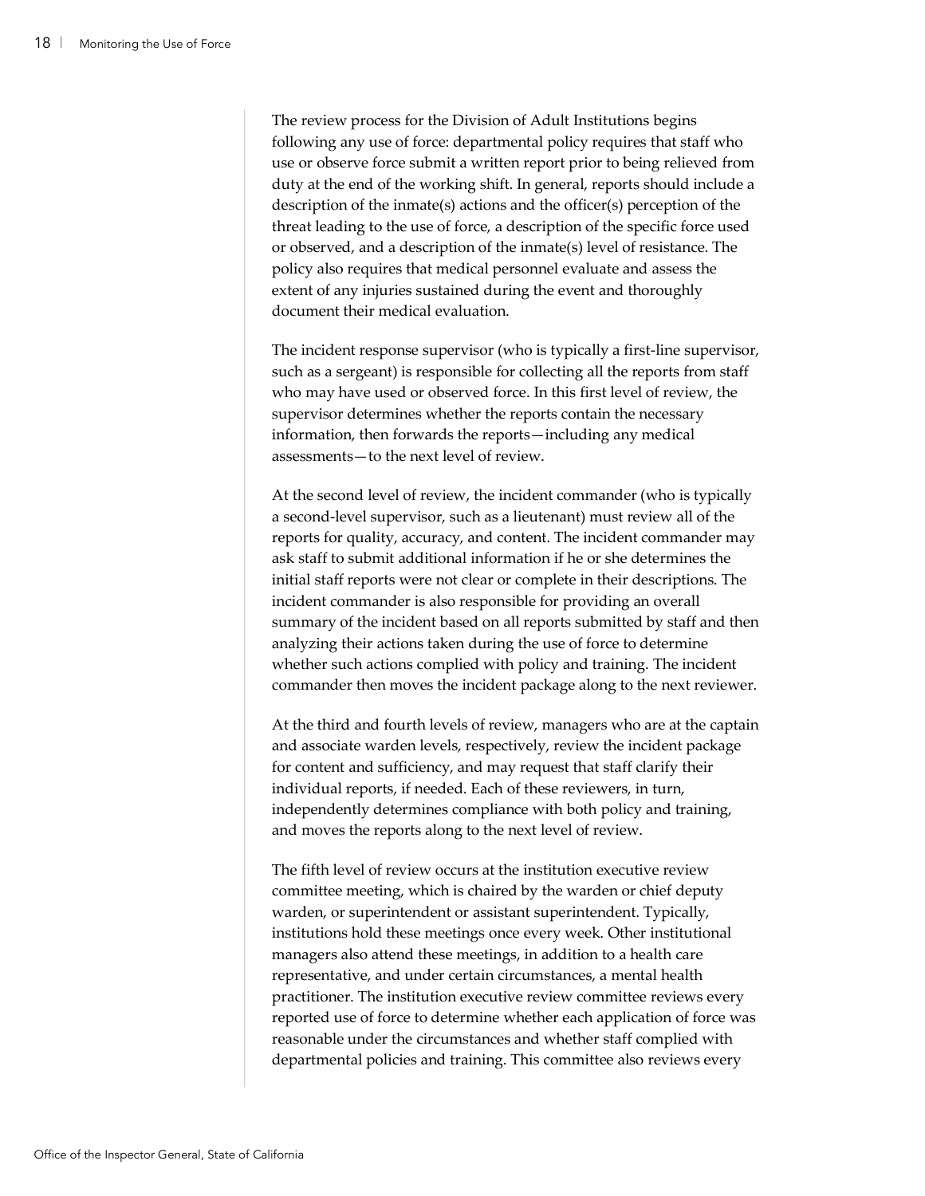The review process for the Division of Adult Institutions begins following any use of force: departmental policy requires that staff who use or observe force submit a written report prior to being relieved from duty at the end of the working shift. In general, reports should include a description of the inmate(s) actions and the officer(s) perception of the threat leading to the use of force, a description of the specific force used or observed, and a description of the inmate(s) level of resistance. The policy also requires that medical personnel evaluate and assess the extent of any injuries sustained during the event and thoroughly document their medical evaluation.

The incident response supervisor (who is typically a first-line supervisor, such as a sergeant) is responsible for collecting all the reports from staff who may have used or observed force. In this first level of review, the supervisor determines whether the reports contain the necessary information, then forwards the reports—including any medical assessments—to the next level of review.

At the second level of review, the incident commander (who is typically a second-level supervisor, such as a lieutenant) must review all of the reports for quality, accuracy, and content. The incident commander may ask staff to submit additional information if he or she determines the initial staff reports were not clear or complete in their descriptions. The incident commander is also responsible for providing an overall summary of the incident based on all reports submitted by staff and then analyzing their actions taken during the use of force to determine whether such actions complied with policy and training. The incident commander then moves the incident package along to the next reviewer.

At the third and fourth levels of review, managers who are at the captain and associate warden levels, respectively, review the incident package for content and sufficiency, and may request that staff clarify their individual reports, if needed. Each of these reviewers, in turn, independently determines compliance with both policy and training, and moves the reports along to the next level of review.

The fifth level of review occurs at the institution executive review committee meeting, which is chaired by the warden or chief deputy warden, or superintendent or assistant superintendent. Typically, institutions hold these meetings once every week. Other institutional managers also attend these meetings, in addition to a health care representative, and under certain circumstances, a mental health practitioner. The institution executive review committee reviews every reported use of force to determine whether each application of force was reasonable under the circumstances and whether staff complied with departmental policies and training. This committee also reviews every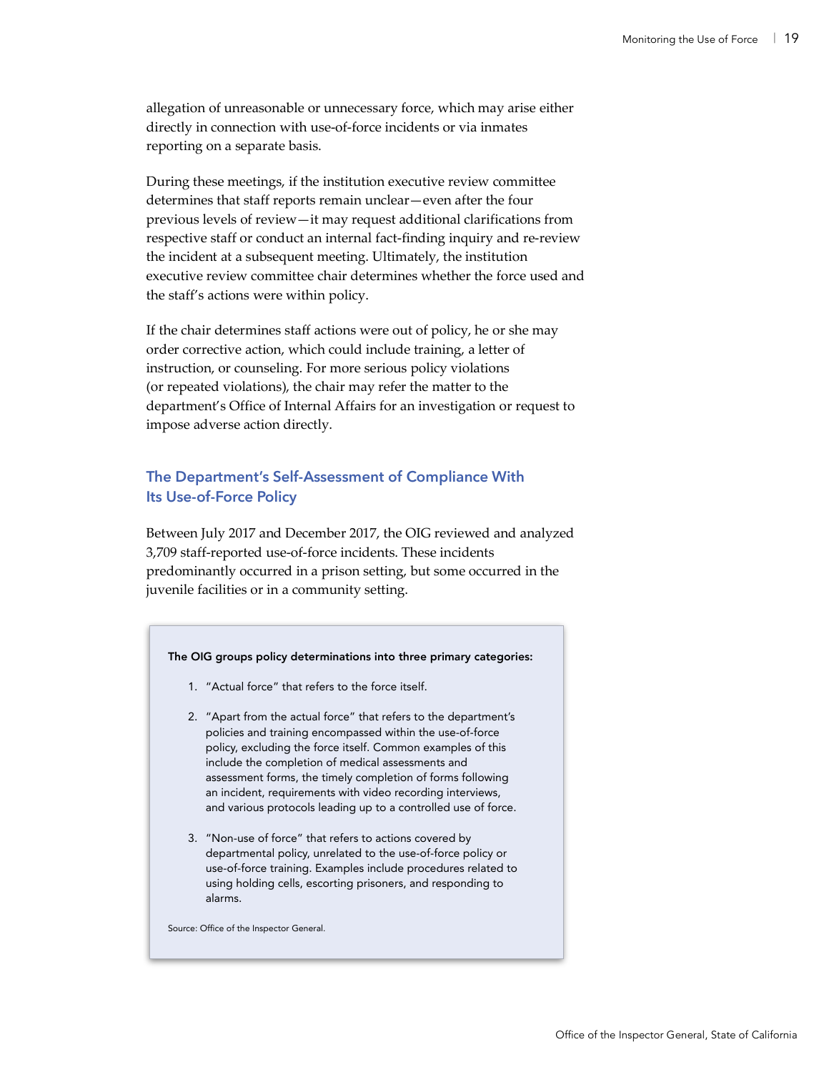allegation of unreasonable or unnecessary force, which may arise either directly in connection with use-of-force incidents or via inmates reporting on a separate basis.

During these meetings, if the institution executive review committee determines that staff reports remain unclear—even after the four previous levels of review—it may request additional clarifications from respective staff or conduct an internal fact-finding inquiry and re-review the incident at a subsequent meeting. Ultimately, the institution executive review committee chair determines whether the force used and the staff's actions were within policy.

If the chair determines staff actions were out of policy, he or she may order corrective action, which could include training, a letter of instruction, or counseling. For more serious policy violations (or repeated violations), the chair may refer the matter to the department's Office of Internal Affairs for an investigation or request to impose adverse action directly.

## The Department's Self-Assessment of Compliance With Its Use-of-Force Policy

Between July 2017 and December 2017, the OIG reviewed and analyzed 3,709 staff-reported use-of-force incidents. These incidents predominantly occurred in a prison setting, but some occurred in the juvenile facilities or in a community setting.

**The OIG groups policy determinations into three primary categories:**

1. "Actual force" that refers to the force itself.
2. "Apart from the actual force" that refers to the department's policies and training encompassed within the use-of-force policy, excluding the force itself. Common examples of this include the completion of medical assessments and assessment forms, the timely completion of forms following an incident, requirements with video recording interviews, and various protocols leading up to a controlled use of force.
3. "Non-use of force" that refers to actions covered by departmental policy, unrelated to the use-of-force policy or use-of-force training. Examples include procedures related to using holding cells, escorting prisoners, and responding to alarms.

Source: Office of the Inspector General.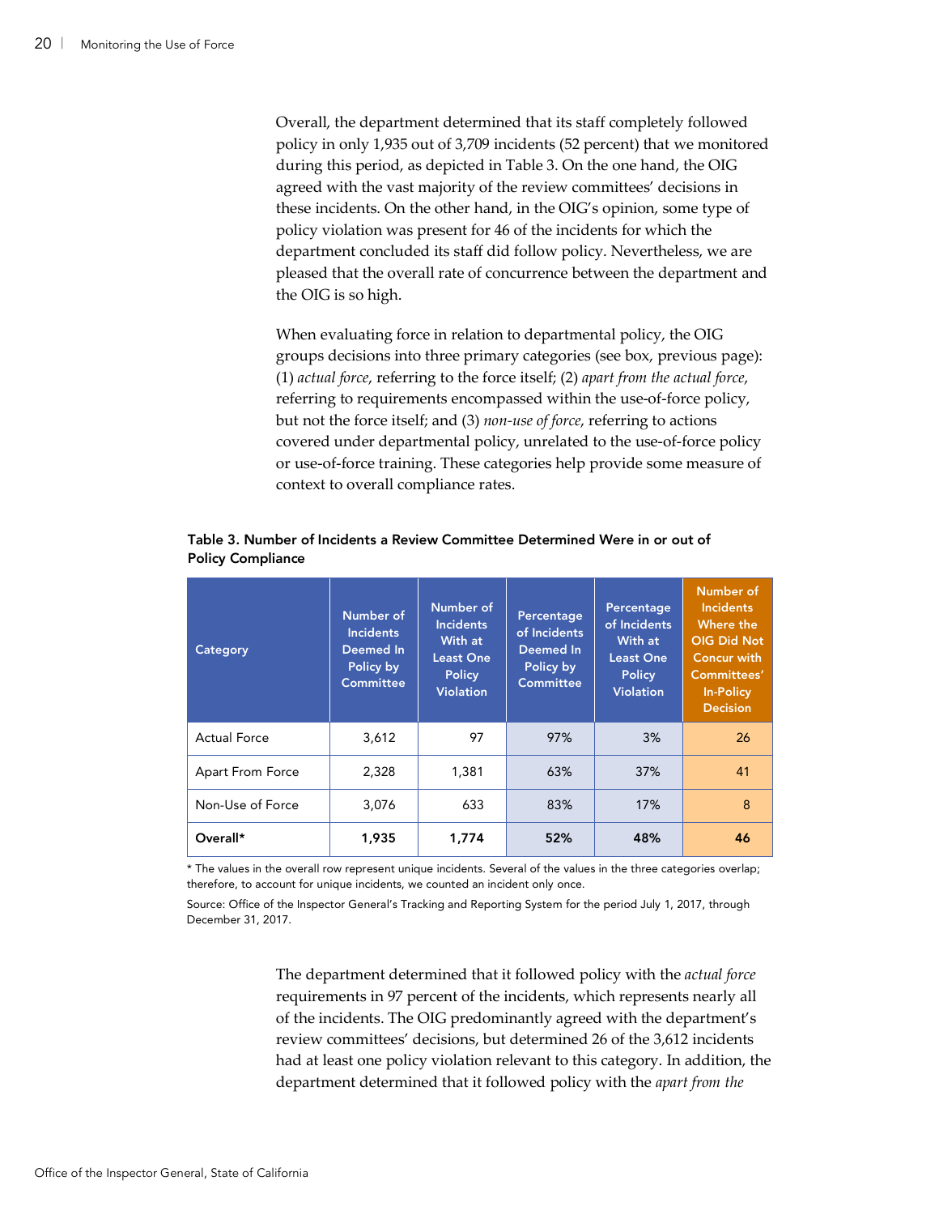Overall, the department determined that its staff completely followed policy in only 1,935 out of 3,709 incidents (52 percent) that we monitored during this period, as depicted in Table 3. On the one hand, the OIG agreed with the vast majority of the review committees' decisions in these incidents. On the other hand, in the OIG's opinion, some type of policy violation was present for 46 of the incidents for which the department concluded its staff did follow policy. Nevertheless, we are pleased that the overall rate of concurrence between the department and the OIG is so high.

When evaluating force in relation to departmental policy, the OIG groups decisions into three primary categories (see box, previous page): (1) *actual force*, referring to the force itself; (2) *apart from the actual force*, referring to requirements encompassed within the use-of-force policy, but not the force itself; and (3) *non-use of force*, referring to actions covered under departmental policy, unrelated to the use-of-force policy or use-of-force training. These categories help provide some measure of context to overall compliance rates.

**Table 3. Number of Incidents a Review Committee Determined Were in or out of Policy Compliance**

| Category | Number of Incidents Deemed In Policy by Committee | Number of Incidents With at Least One Policy Violation | Percentage of Incidents Deemed In Policy by Committee | Percentage of Incidents With at Least One Policy Violation | Number of Incidents Where the OIG Did Not Concur with Committees' In-Policy Decision |
|---|---|---|---|---|---|
| Actual Force | 3,612 | 97 | 97% | 3% | 26 |
| Apart From Force | 2,328 | 1,381 | 63% | 37% | 41 |
| Non-Use of Force | 3,076 | 633 | 83% | 17% | 8 |
| **Overall*** | **1,935** | **1,774** | **52%** | **48%** | **46** |

* The values in the overall row represent unique incidents. Several of the values in the three categories overlap; therefore, to account for unique incidents, we counted an incident only once.

Source: Office of the Inspector General's Tracking and Reporting System for the period July 1, 2017, through December 31, 2017.

The department determined that it followed policy with the *actual force* requirements in 97 percent of the incidents, which represents nearly all of the incidents. The OIG predominantly agreed with the department's review committees' decisions, but determined 26 of the 3,612 incidents had at least one policy violation relevant to this category. In addition, the department determined that it followed policy with the *apart from the*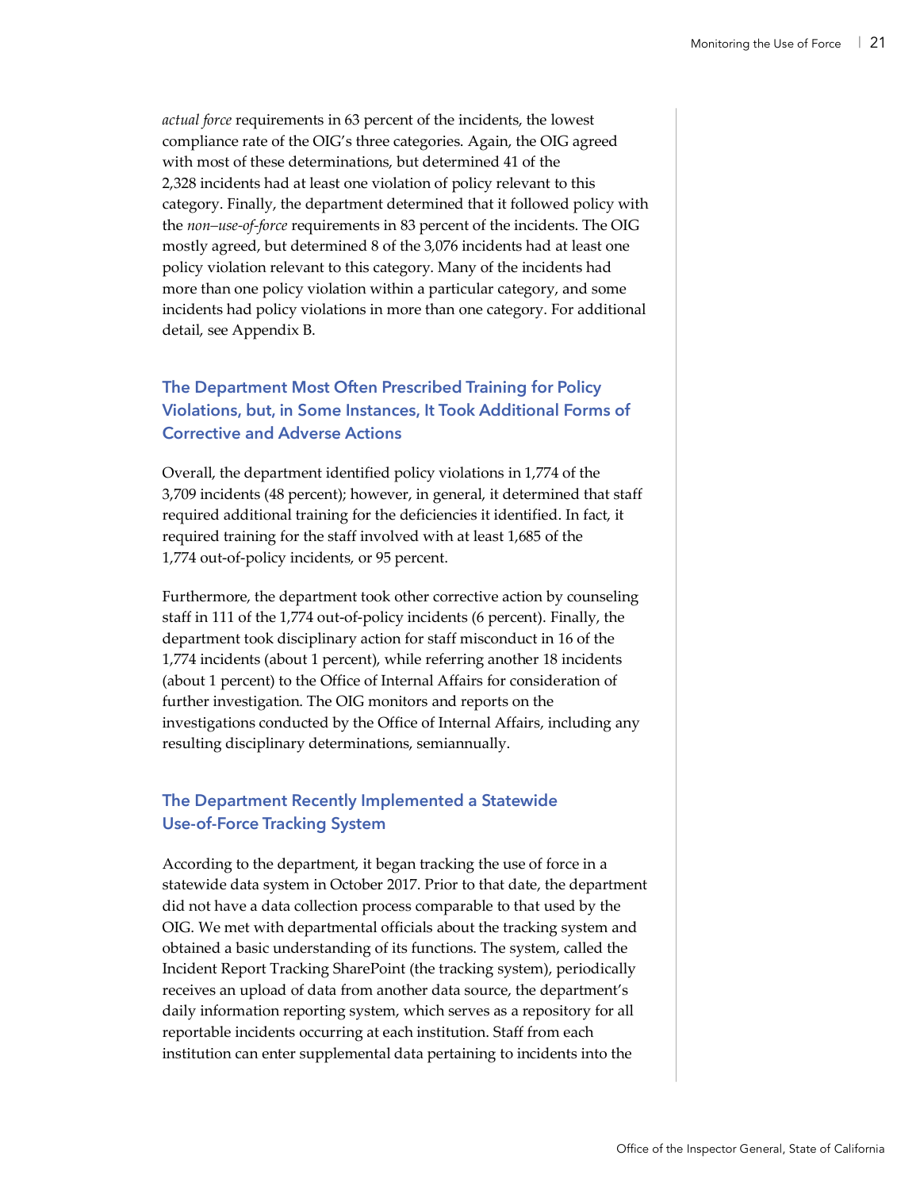*actual force* requirements in 63 percent of the incidents, the lowest compliance rate of the OIG's three categories. Again, the OIG agreed with most of these determinations, but determined 41 of the 2,328 incidents had at least one violation of policy relevant to this category. Finally, the department determined that it followed policy with the *non–use-of-force* requirements in 83 percent of the incidents. The OIG mostly agreed, but determined 8 of the 3,076 incidents had at least one policy violation relevant to this category. Many of the incidents had more than one policy violation within a particular category, and some incidents had policy violations in more than one category. For additional detail, see Appendix B.

### The Department Most Often Prescribed Training for Policy Violations, but, in Some Instances, It Took Additional Forms of Corrective and Adverse Actions

Overall, the department identified policy violations in 1,774 of the 3,709 incidents (48 percent); however, in general, it determined that staff required additional training for the deficiencies it identified. In fact, it required training for the staff involved with at least 1,685 of the 1,774 out-of-policy incidents, or 95 percent.

Furthermore, the department took other corrective action by counseling staff in 111 of the 1,774 out-of-policy incidents (6 percent). Finally, the department took disciplinary action for staff misconduct in 16 of the 1,774 incidents (about 1 percent), while referring another 18 incidents (about 1 percent) to the Office of Internal Affairs for consideration of further investigation. The OIG monitors and reports on the investigations conducted by the Office of Internal Affairs, including any resulting disciplinary determinations, semiannually.

### The Department Recently Implemented a Statewide Use-of-Force Tracking System

According to the department, it began tracking the use of force in a statewide data system in October 2017. Prior to that date, the department did not have a data collection process comparable to that used by the OIG. We met with departmental officials about the tracking system and obtained a basic understanding of its functions. The system, called the Incident Report Tracking SharePoint (the tracking system), periodically receives an upload of data from another data source, the department's daily information reporting system, which serves as a repository for all reportable incidents occurring at each institution. Staff from each institution can enter supplemental data pertaining to incidents into the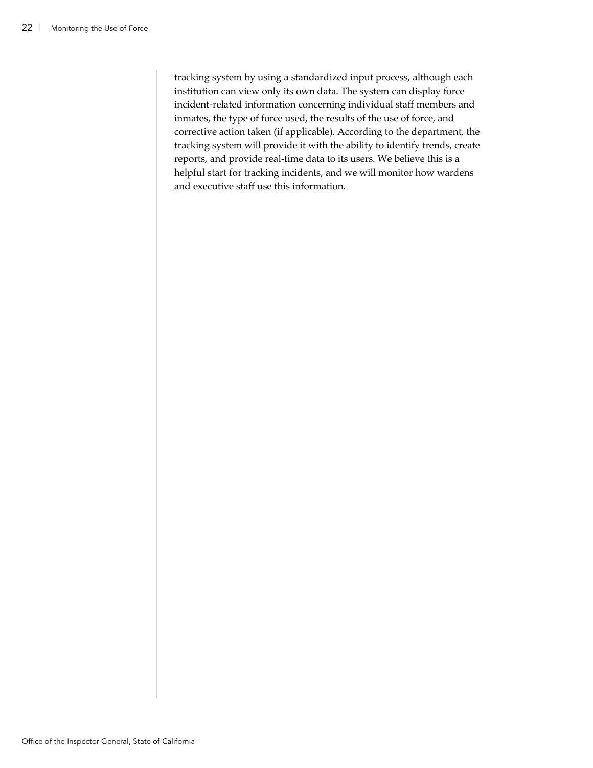tracking system by using a standardized input process, although each institution can view only its own data. The system can display force incident-related information concerning individual staff members and inmates, the type of force used, the results of the use of force, and corrective action taken (if applicable). According to the department, the tracking system will provide it with the ability to identify trends, create reports, and provide real-time data to its users. We believe this is a helpful start for tracking incidents, and we will monitor how wardens and executive staff use this information.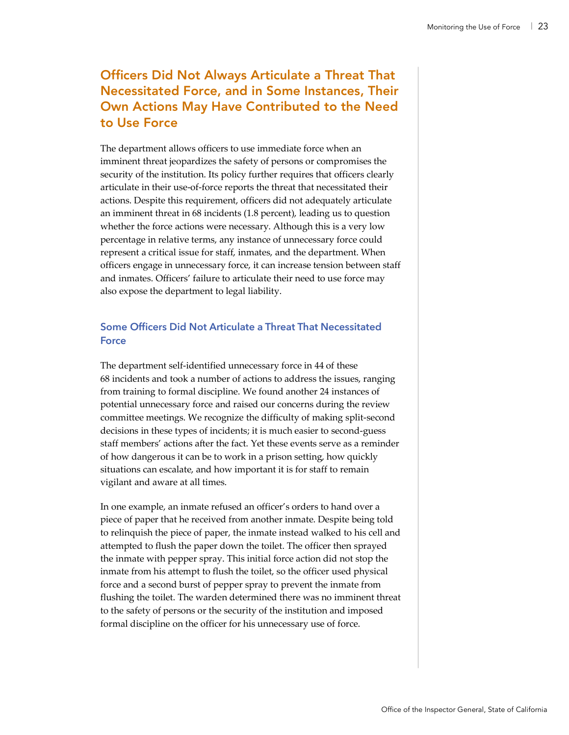## Officers Did Not Always Articulate a Threat That Necessitated Force, and in Some Instances, Their Own Actions May Have Contributed to the Need to Use Force

The department allows officers to use immediate force when an imminent threat jeopardizes the safety of persons or compromises the security of the institution. Its policy further requires that officers clearly articulate in their use-of-force reports the threat that necessitated their actions. Despite this requirement, officers did not adequately articulate an imminent threat in 68 incidents (1.8 percent), leading us to question whether the force actions were necessary. Although this is a very low percentage in relative terms, any instance of unnecessary force could represent a critical issue for staff, inmates, and the department. When officers engage in unnecessary force, it can increase tension between staff and inmates. Officers' failure to articulate their need to use force may also expose the department to legal liability.

### Some Officers Did Not Articulate a Threat That Necessitated Force

The department self-identified unnecessary force in 44 of these 68 incidents and took a number of actions to address the issues, ranging from training to formal discipline. We found another 24 instances of potential unnecessary force and raised our concerns during the review committee meetings. We recognize the difficulty of making split-second decisions in these types of incidents; it is much easier to second-guess staff members' actions after the fact. Yet these events serve as a reminder of how dangerous it can be to work in a prison setting, how quickly situations can escalate, and how important it is for staff to remain vigilant and aware at all times.

In one example, an inmate refused an officer's orders to hand over a piece of paper that he received from another inmate. Despite being told to relinquish the piece of paper, the inmate instead walked to his cell and attempted to flush the paper down the toilet. The officer then sprayed the inmate with pepper spray. This initial force action did not stop the inmate from his attempt to flush the toilet, so the officer used physical force and a second burst of pepper spray to prevent the inmate from flushing the toilet. The warden determined there was no imminent threat to the safety of persons or the security of the institution and imposed formal discipline on the officer for his unnecessary use of force.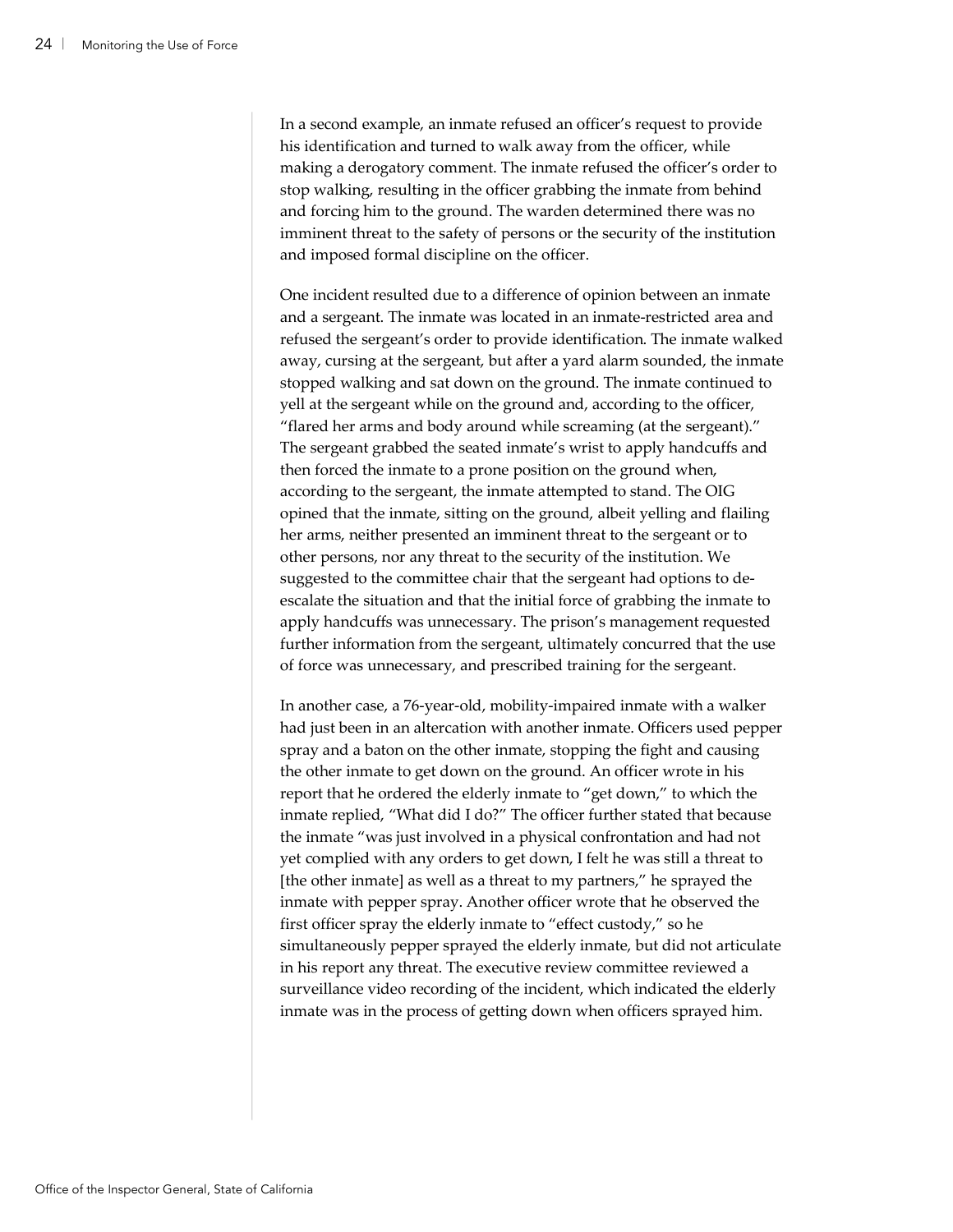In a second example, an inmate refused an officer's request to provide his identification and turned to walk away from the officer, while making a derogatory comment. The inmate refused the officer's order to stop walking, resulting in the officer grabbing the inmate from behind and forcing him to the ground. The warden determined there was no imminent threat to the safety of persons or the security of the institution and imposed formal discipline on the officer.

One incident resulted due to a difference of opinion between an inmate and a sergeant. The inmate was located in an inmate-restricted area and refused the sergeant's order to provide identification. The inmate walked away, cursing at the sergeant, but after a yard alarm sounded, the inmate stopped walking and sat down on the ground. The inmate continued to yell at the sergeant while on the ground and, according to the officer, "flared her arms and body around while screaming (at the sergeant)." The sergeant grabbed the seated inmate's wrist to apply handcuffs and then forced the inmate to a prone position on the ground when, according to the sergeant, the inmate attempted to stand. The OIG opined that the inmate, sitting on the ground, albeit yelling and flailing her arms, neither presented an imminent threat to the sergeant or to other persons, nor any threat to the security of the institution. We suggested to the committee chair that the sergeant had options to de-escalate the situation and that the initial force of grabbing the inmate to apply handcuffs was unnecessary. The prison's management requested further information from the sergeant, ultimately concurred that the use of force was unnecessary, and prescribed training for the sergeant.

In another case, a 76-year-old, mobility-impaired inmate with a walker had just been in an altercation with another inmate. Officers used pepper spray and a baton on the other inmate, stopping the fight and causing the other inmate to get down on the ground. An officer wrote in his report that he ordered the elderly inmate to "get down," to which the inmate replied, "What did I do?" The officer further stated that because the inmate "was just involved in a physical confrontation and had not yet complied with any orders to get down, I felt he was still a threat to [the other inmate] as well as a threat to my partners," he sprayed the inmate with pepper spray. Another officer wrote that he observed the first officer spray the elderly inmate to "effect custody," so he simultaneously pepper sprayed the elderly inmate, but did not articulate in his report any threat. The executive review committee reviewed a surveillance video recording of the incident, which indicated the elderly inmate was in the process of getting down when officers sprayed him.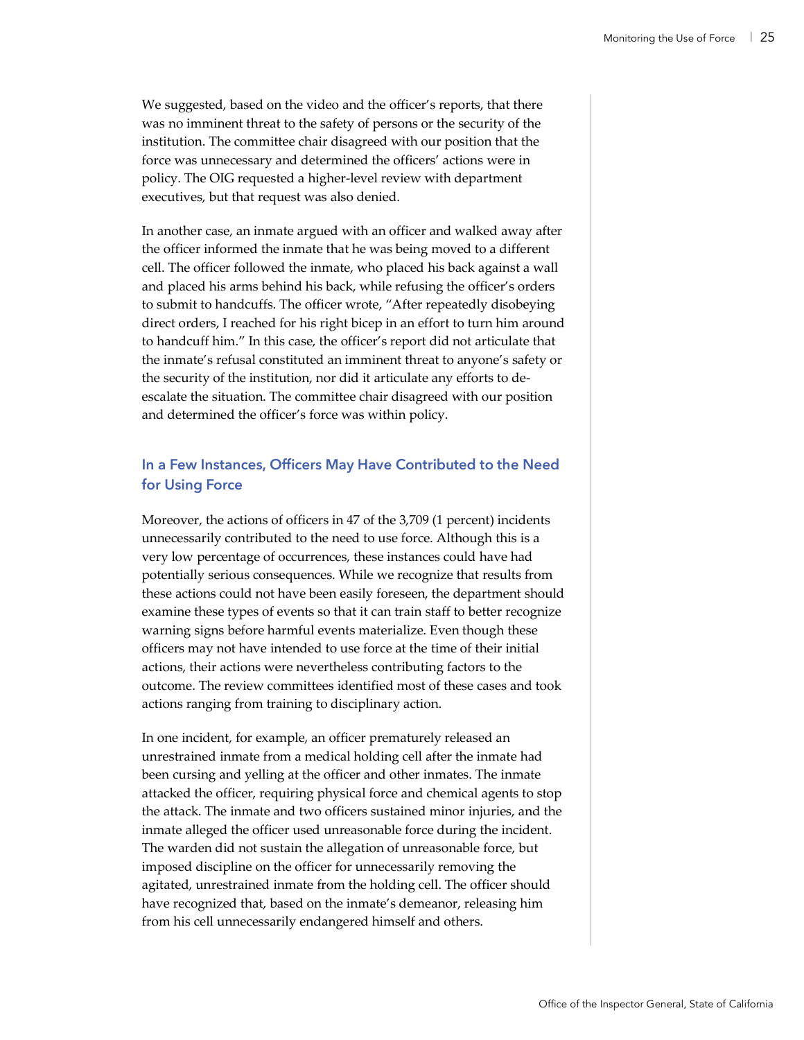We suggested, based on the video and the officer's reports, that there was no imminent threat to the safety of persons or the security of the institution. The committee chair disagreed with our position that the force was unnecessary and determined the officers' actions were in policy. The OIG requested a higher-level review with department executives, but that request was also denied.

In another case, an inmate argued with an officer and walked away after the officer informed the inmate that he was being moved to a different cell. The officer followed the inmate, who placed his back against a wall and placed his arms behind his back, while refusing the officer's orders to submit to handcuffs. The officer wrote, "After repeatedly disobeying direct orders, I reached for his right bicep in an effort to turn him around to handcuff him." In this case, the officer's report did not articulate that the inmate's refusal constituted an imminent threat to anyone's safety or the security of the institution, nor did it articulate any efforts to de-escalate the situation. The committee chair disagreed with our position and determined the officer's force was within policy.

### In a Few Instances, Officers May Have Contributed to the Need for Using Force

Moreover, the actions of officers in 47 of the 3,709 (1 percent) incidents unnecessarily contributed to the need to use force. Although this is a very low percentage of occurrences, these instances could have had potentially serious consequences. While we recognize that results from these actions could not have been easily foreseen, the department should examine these types of events so that it can train staff to better recognize warning signs before harmful events materialize. Even though these officers may not have intended to use force at the time of their initial actions, their actions were nevertheless contributing factors to the outcome. The review committees identified most of these cases and took actions ranging from training to disciplinary action.

In one incident, for example, an officer prematurely released an unrestrained inmate from a medical holding cell after the inmate had been cursing and yelling at the officer and other inmates. The inmate attacked the officer, requiring physical force and chemical agents to stop the attack. The inmate and two officers sustained minor injuries, and the inmate alleged the officer used unreasonable force during the incident. The warden did not sustain the allegation of unreasonable force, but imposed discipline on the officer for unnecessarily removing the agitated, unrestrained inmate from the holding cell. The officer should have recognized that, based on the inmate's demeanor, releasing him from his cell unnecessarily endangered himself and others.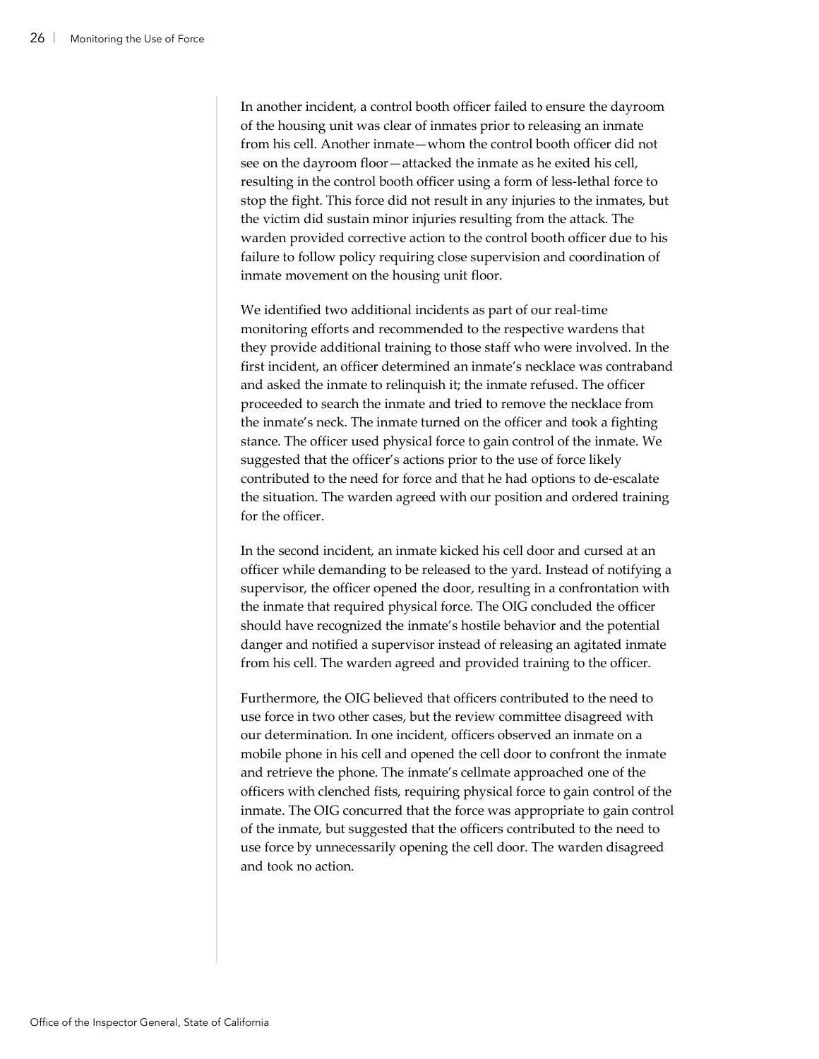In another incident, a control booth officer failed to ensure the dayroom of the housing unit was clear of inmates prior to releasing an inmate from his cell. Another inmate—whom the control booth officer did not see on the dayroom floor—attacked the inmate as he exited his cell, resulting in the control booth officer using a form of less-lethal force to stop the fight. This force did not result in any injuries to the inmates, but the victim did sustain minor injuries resulting from the attack. The warden provided corrective action to the control booth officer due to his failure to follow policy requiring close supervision and coordination of inmate movement on the housing unit floor.

We identified two additional incidents as part of our real-time monitoring efforts and recommended to the respective wardens that they provide additional training to those staff who were involved. In the first incident, an officer determined an inmate's necklace was contraband and asked the inmate to relinquish it; the inmate refused. The officer proceeded to search the inmate and tried to remove the necklace from the inmate's neck. The inmate turned on the officer and took a fighting stance. The officer used physical force to gain control of the inmate. We suggested that the officer's actions prior to the use of force likely contributed to the need for force and that he had options to de-escalate the situation. The warden agreed with our position and ordered training for the officer.

In the second incident, an inmate kicked his cell door and cursed at an officer while demanding to be released to the yard. Instead of notifying a supervisor, the officer opened the door, resulting in a confrontation with the inmate that required physical force. The OIG concluded the officer should have recognized the inmate's hostile behavior and the potential danger and notified a supervisor instead of releasing an agitated inmate from his cell. The warden agreed and provided training to the officer.

Furthermore, the OIG believed that officers contributed to the need to use force in two other cases, but the review committee disagreed with our determination. In one incident, officers observed an inmate on a mobile phone in his cell and opened the cell door to confront the inmate and retrieve the phone. The inmate's cellmate approached one of the officers with clenched fists, requiring physical force to gain control of the inmate. The OIG concurred that the force was appropriate to gain control of the inmate, but suggested that the officers contributed to the need to use force by unnecessarily opening the cell door. The warden disagreed and took no action.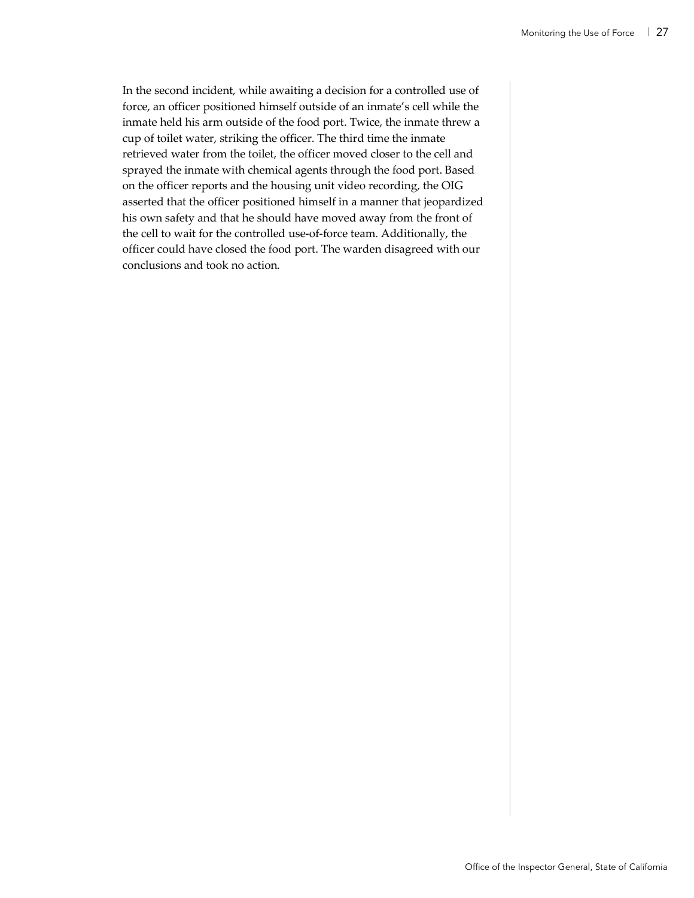In the second incident, while awaiting a decision for a controlled use of force, an officer positioned himself outside of an inmate's cell while the inmate held his arm outside of the food port. Twice, the inmate threw a cup of toilet water, striking the officer. The third time the inmate retrieved water from the toilet, the officer moved closer to the cell and sprayed the inmate with chemical agents through the food port. Based on the officer reports and the housing unit video recording, the OIG asserted that the officer positioned himself in a manner that jeopardized his own safety and that he should have moved away from the front of the cell to wait for the controlled use-of-force team. Additionally, the officer could have closed the food port. The warden disagreed with our conclusions and took no action.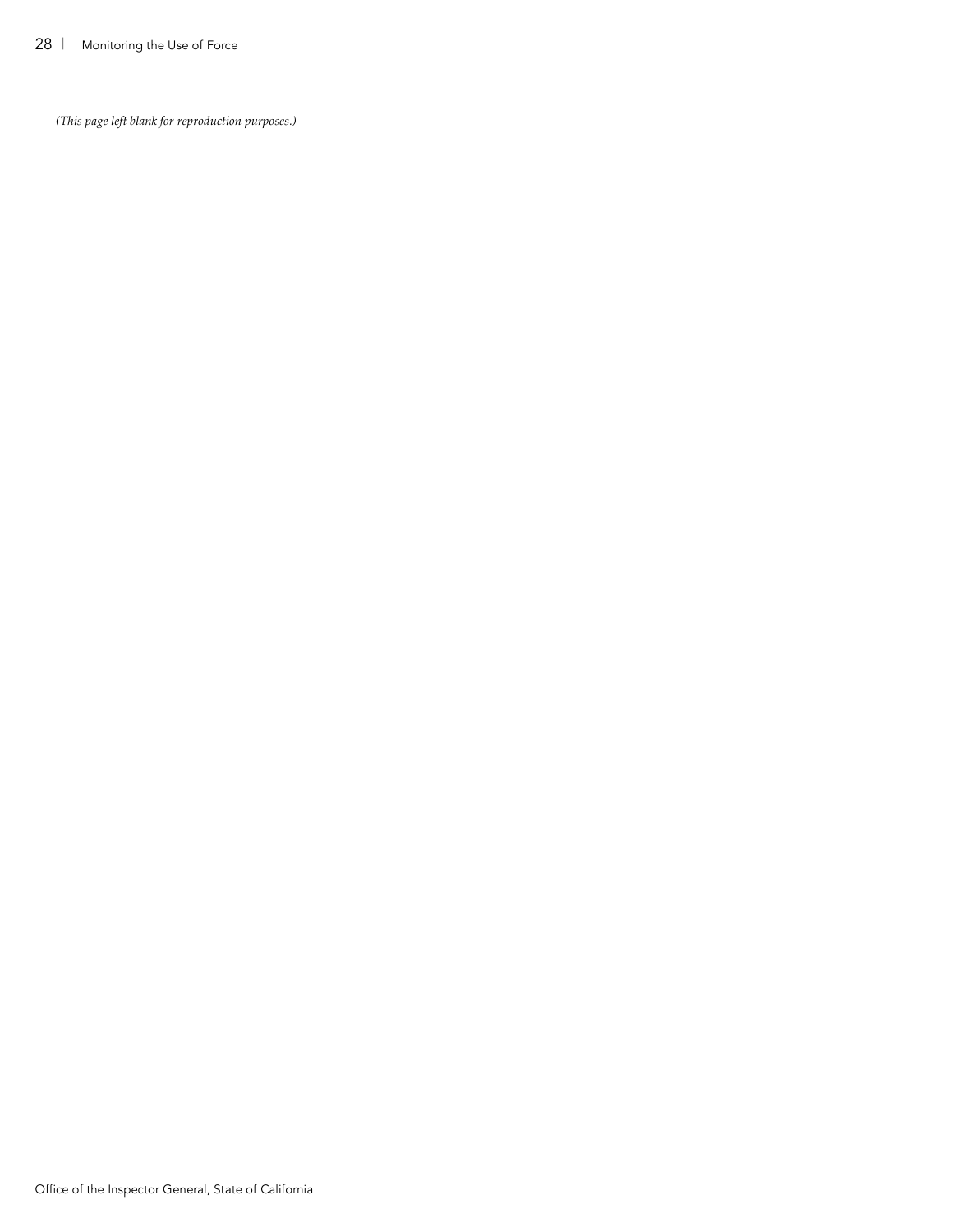*(This page left blank for reproduction purposes.)*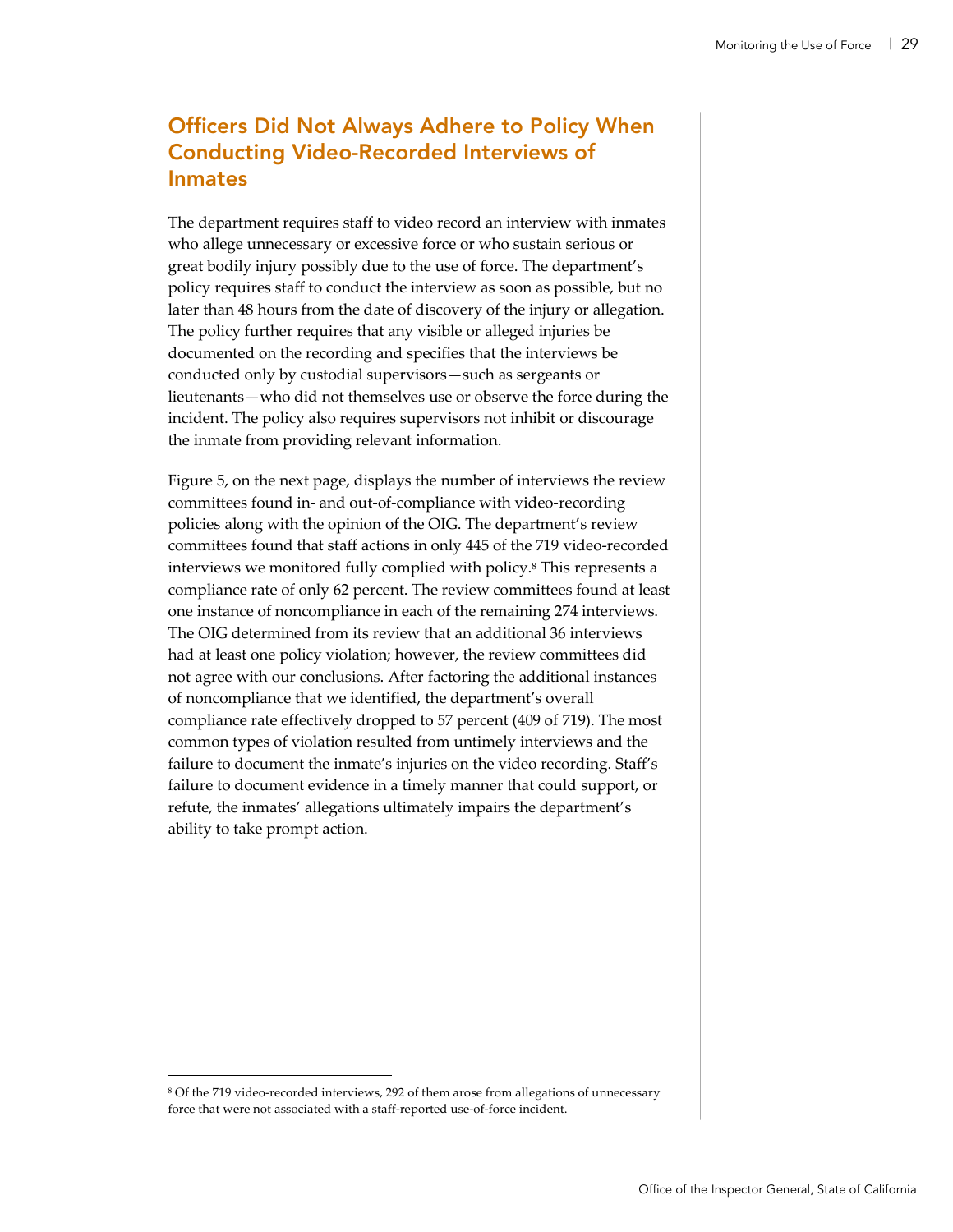## Officers Did Not Always Adhere to Policy When Conducting Video-Recorded Interviews of Inmates

The department requires staff to video record an interview with inmates who allege unnecessary or excessive force or who sustain serious or great bodily injury possibly due to the use of force. The department's policy requires staff to conduct the interview as soon as possible, but no later than 48 hours from the date of discovery of the injury or allegation. The policy further requires that any visible or alleged injuries be documented on the recording and specifies that the interviews be conducted only by custodial supervisors—such as sergeants or lieutenants—who did not themselves use or observe the force during the incident. The policy also requires supervisors not inhibit or discourage the inmate from providing relevant information.

Figure 5, on the next page, displays the number of interviews the review committees found in- and out-of-compliance with video-recording policies along with the opinion of the OIG. The department's review committees found that staff actions in only 445 of the 719 video-recorded interviews we monitored fully complied with policy.[8] This represents a compliance rate of only 62 percent. The review committees found at least one instance of noncompliance in each of the remaining 274 interviews. The OIG determined from its review that an additional 36 interviews had at least one policy violation; however, the review committees did not agree with our conclusions. After factoring the additional instances of noncompliance that we identified, the department's overall compliance rate effectively dropped to 57 percent (409 of 719). The most common types of violation resulted from untimely interviews and the failure to document the inmate's injuries on the video recording. Staff's failure to document evidence in a timely manner that could support, or refute, the inmates' allegations ultimately impairs the department's ability to take prompt action.

---

[8] Of the 719 video-recorded interviews, 292 of them arose from allegations of unnecessary force that were not associated with a staff-reported use-of-force incident.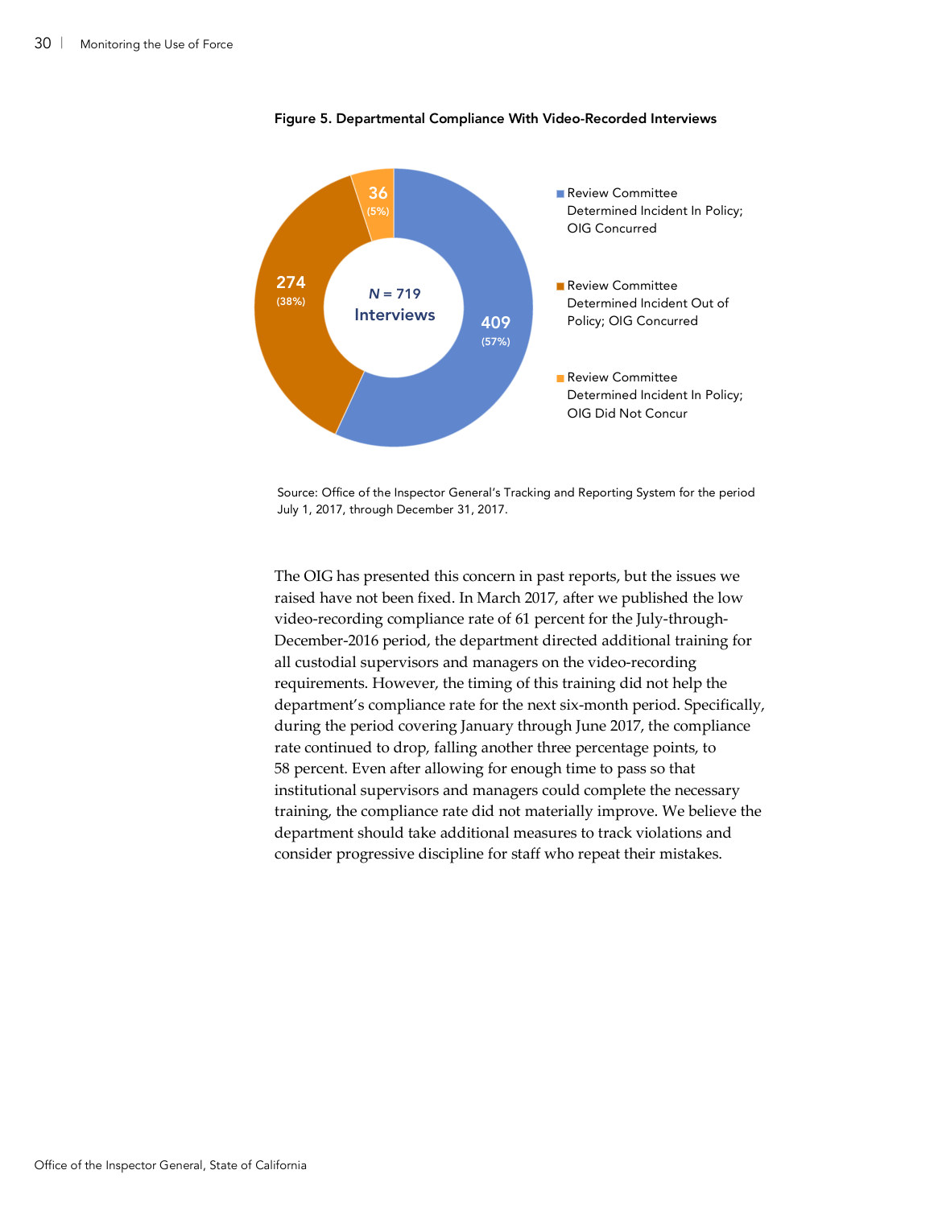**Figure 5. Departmental Compliance With Video-Recorded Interviews**

| Category | Interviews | Percent |
|---|---|---|
| Review Committee Determined Incident In Policy; OIG Concurred | 409 | 57% |
| Review Committee Determined Incident Out of Policy; OIG Concurred | 274 | 38% |
| Review Committee Determined Incident In Policy; OIG Did Not Concur | 36 | 5% |

*N* = 719 Interviews

Source: Office of the Inspector General's Tracking and Reporting System for the period July 1, 2017, through December 31, 2017.

The OIG has presented this concern in past reports, but the issues we raised have not been fixed. In March 2017, after we published the low video-recording compliance rate of 61 percent for the July-through-December-2016 period, the department directed additional training for all custodial supervisors and managers on the video-recording requirements. However, the timing of this training did not help the department's compliance rate for the next six-month period. Specifically, during the period covering January through June 2017, the compliance rate continued to drop, falling another three percentage points, to 58 percent. Even after allowing for enough time to pass so that institutional supervisors and managers could complete the necessary training, the compliance rate did not materially improve. We believe the department should take additional measures to track violations and consider progressive discipline for staff who repeat their mistakes.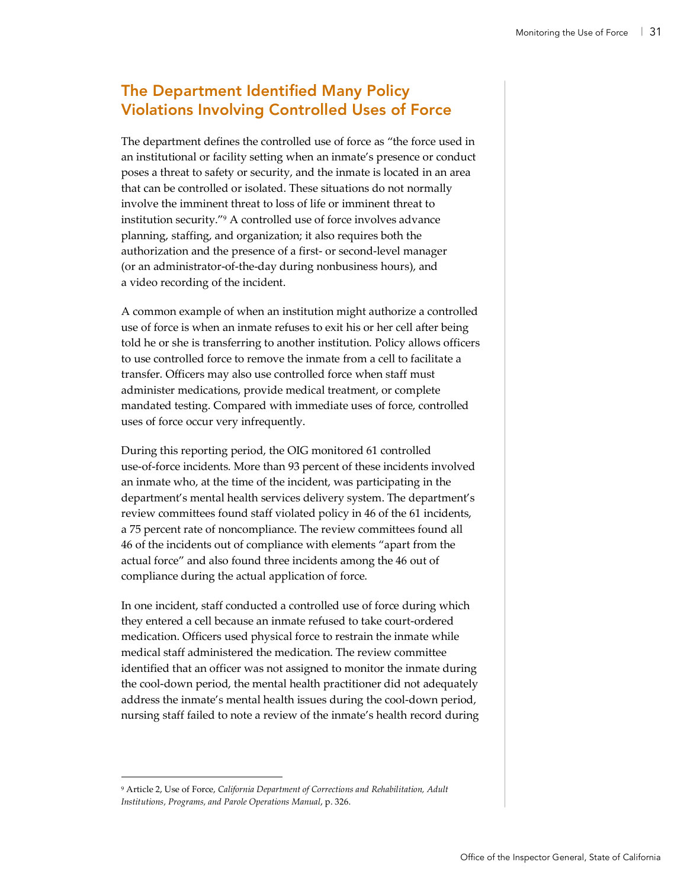## The Department Identified Many Policy Violations Involving Controlled Uses of Force

The department defines the controlled use of force as "the force used in an institutional or facility setting when an inmate's presence or conduct poses a threat to safety or security, and the inmate is located in an area that can be controlled or isolated. These situations do not normally involve the imminent threat to loss of life or imminent threat to institution security."[9] A controlled use of force involves advance planning, staffing, and organization; it also requires both the authorization and the presence of a first- or second-level manager (or an administrator-of-the-day during nonbusiness hours), and a video recording of the incident.

A common example of when an institution might authorize a controlled use of force is when an inmate refuses to exit his or her cell after being told he or she is transferring to another institution. Policy allows officers to use controlled force to remove the inmate from a cell to facilitate a transfer. Officers may also use controlled force when staff must administer medications, provide medical treatment, or complete mandated testing. Compared with immediate uses of force, controlled uses of force occur very infrequently.

During this reporting period, the OIG monitored 61 controlled use-of-force incidents. More than 93 percent of these incidents involved an inmate who, at the time of the incident, was participating in the department's mental health services delivery system. The department's review committees found staff violated policy in 46 of the 61 incidents, a 75 percent rate of noncompliance. The review committees found all 46 of the incidents out of compliance with elements "apart from the actual force" and also found three incidents among the 46 out of compliance during the actual application of force.

In one incident, staff conducted a controlled use of force during which they entered a cell because an inmate refused to take court-ordered medication. Officers used physical force to restrain the inmate while medical staff administered the medication. The review committee identified that an officer was not assigned to monitor the inmate during the cool-down period, the mental health practitioner did not adequately address the inmate's mental health issues during the cool-down period, nursing staff failed to note a review of the inmate's health record during

---

[9] Article 2, Use of Force, *California Department of Corrections and Rehabilitation, Adult Institutions, Programs, and Parole Operations Manual*, p. 326.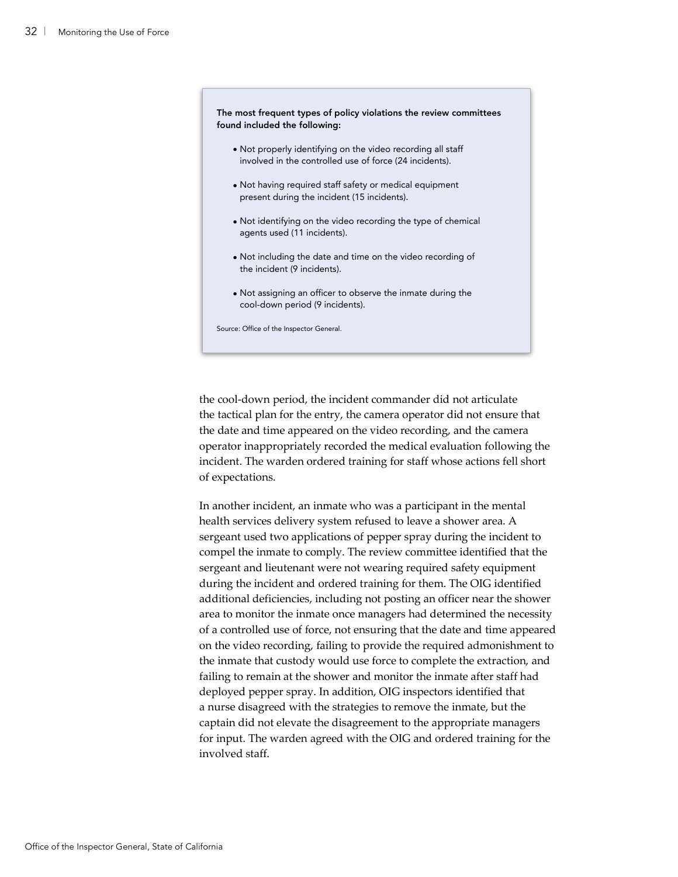**The most frequent types of policy violations the review committees found included the following:**

- Not properly identifying on the video recording all staff involved in the controlled use of force (24 incidents).
- Not having required staff safety or medical equipment present during the incident (15 incidents).
- Not identifying on the video recording the type of chemical agents used (11 incidents).
- Not including the date and time on the video recording of the incident (9 incidents).
- Not assigning an officer to observe the inmate during the cool-down period (9 incidents).

Source: Office of the Inspector General.

the cool-down period, the incident commander did not articulate the tactical plan for the entry, the camera operator did not ensure that the date and time appeared on the video recording, and the camera operator inappropriately recorded the medical evaluation following the incident. The warden ordered training for staff whose actions fell short of expectations.

In another incident, an inmate who was a participant in the mental health services delivery system refused to leave a shower area. A sergeant used two applications of pepper spray during the incident to compel the inmate to comply. The review committee identified that the sergeant and lieutenant were not wearing required safety equipment during the incident and ordered training for them. The OIG identified additional deficiencies, including not posting an officer near the shower area to monitor the inmate once managers had determined the necessity of a controlled use of force, not ensuring that the date and time appeared on the video recording, failing to provide the required admonishment to the inmate that custody would use force to complete the extraction, and failing to remain at the shower and monitor the inmate after staff had deployed pepper spray. In addition, OIG inspectors identified that a nurse disagreed with the strategies to remove the inmate, but the captain did not elevate the disagreement to the appropriate managers for input. The warden agreed with the OIG and ordered training for the involved staff.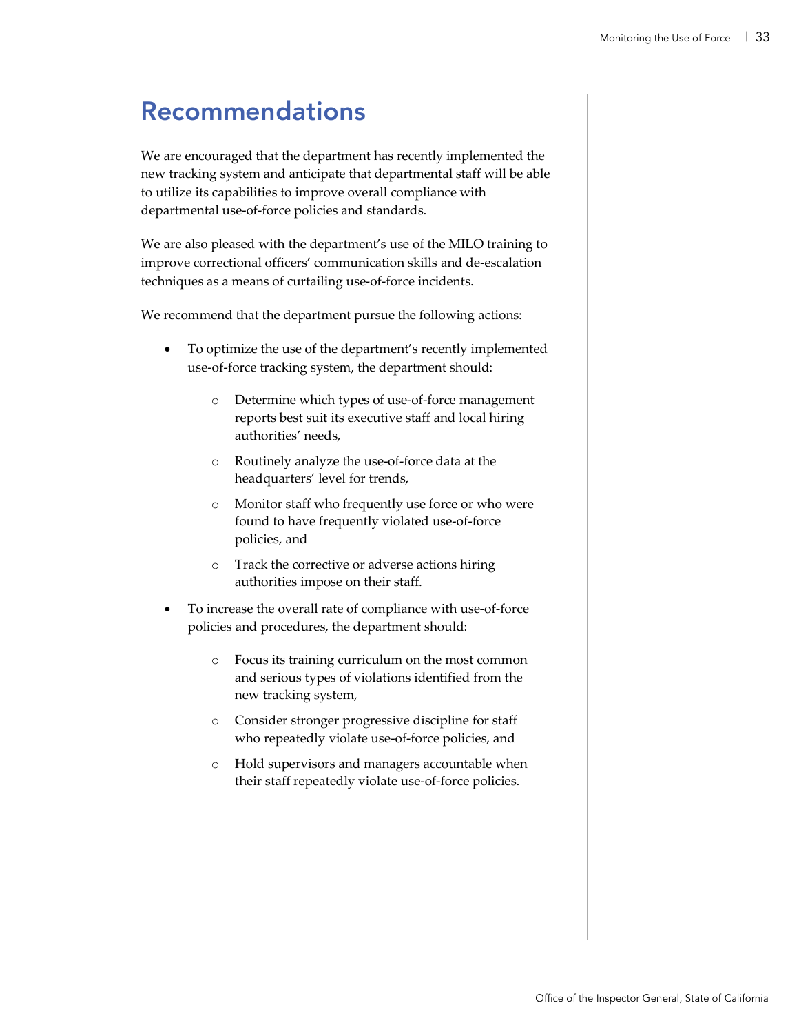# Recommendations

We are encouraged that the department has recently implemented the new tracking system and anticipate that departmental staff will be able to utilize its capabilities to improve overall compliance with departmental use-of-force policies and standards.

We are also pleased with the department's use of the MILO training to improve correctional officers' communication skills and de-escalation techniques as a means of curtailing use-of-force incidents.

We recommend that the department pursue the following actions:

- To optimize the use of the department's recently implemented use-of-force tracking system, the department should:
    - Determine which types of use-of-force management reports best suit its executive staff and local hiring authorities' needs,
    - Routinely analyze the use-of-force data at the headquarters' level for trends,
    - Monitor staff who frequently use force or who were found to have frequently violated use-of-force policies, and
    - Track the corrective or adverse actions hiring authorities impose on their staff.
- To increase the overall rate of compliance with use-of-force policies and procedures, the department should:
    - Focus its training curriculum on the most common and serious types of violations identified from the new tracking system,
    - Consider stronger progressive discipline for staff who repeatedly violate use-of-force policies, and
    - Hold supervisors and managers accountable when their staff repeatedly violate use-of-force policies.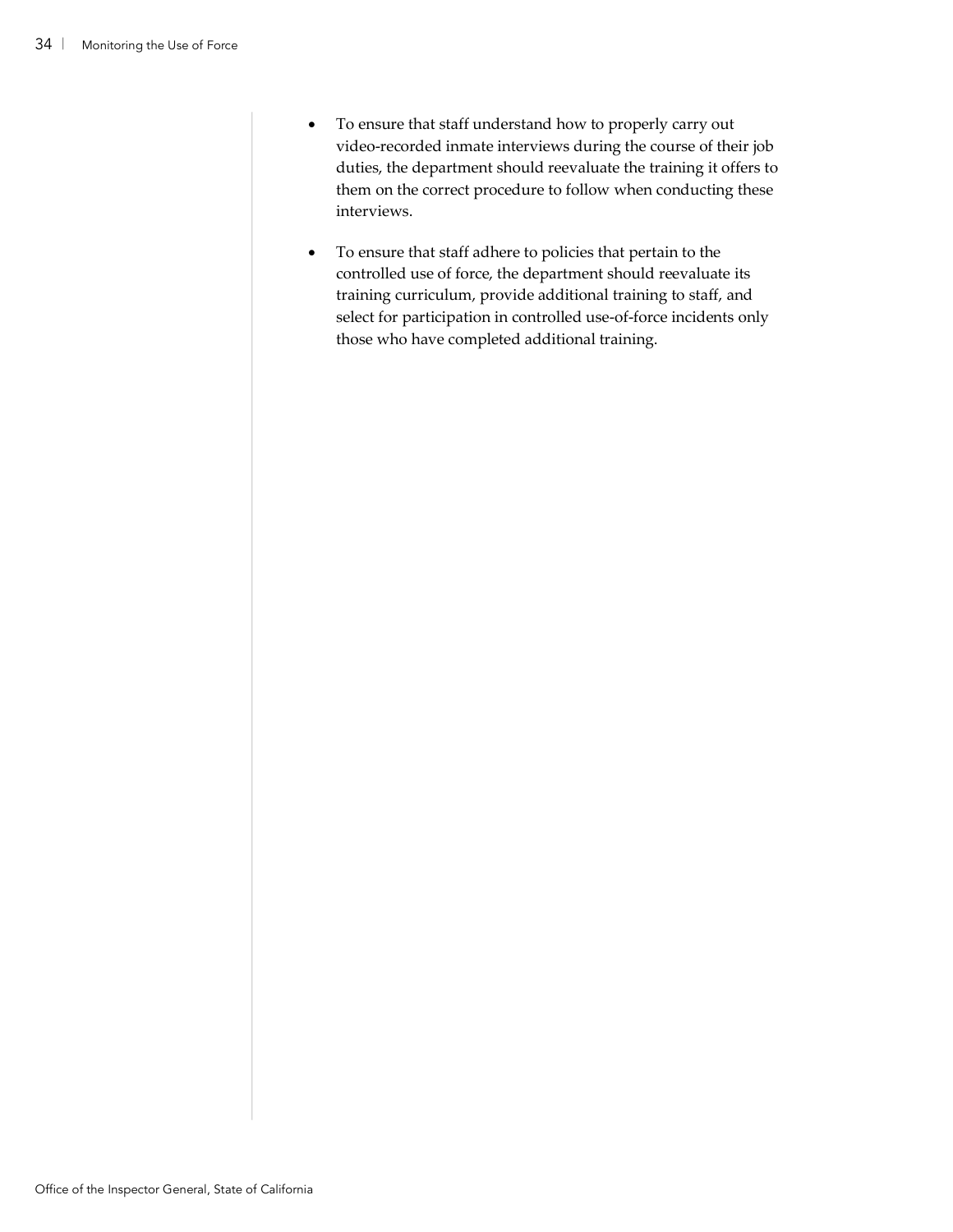- To ensure that staff understand how to properly carry out video-recorded inmate interviews during the course of their job duties, the department should reevaluate the training it offers to them on the correct procedure to follow when conducting these interviews.

- To ensure that staff adhere to policies that pertain to the controlled use of force, the department should reevaluate its training curriculum, provide additional training to staff, and select for participation in controlled use-of-force incidents only those who have completed additional training.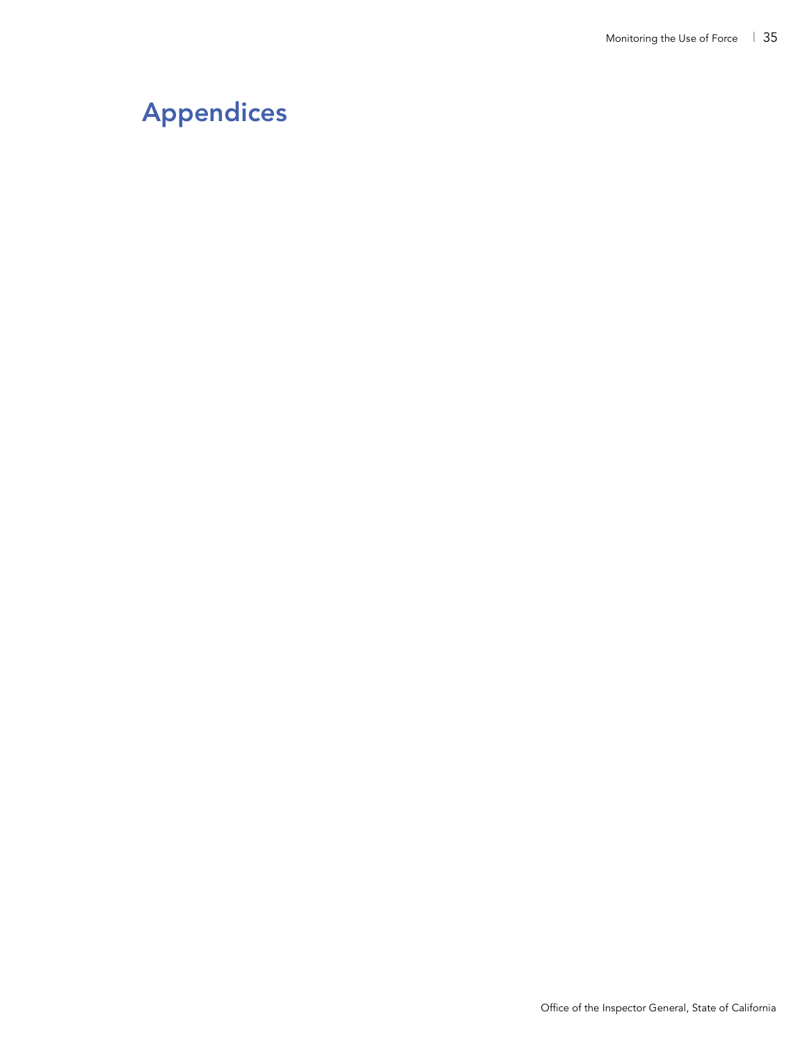# Appendices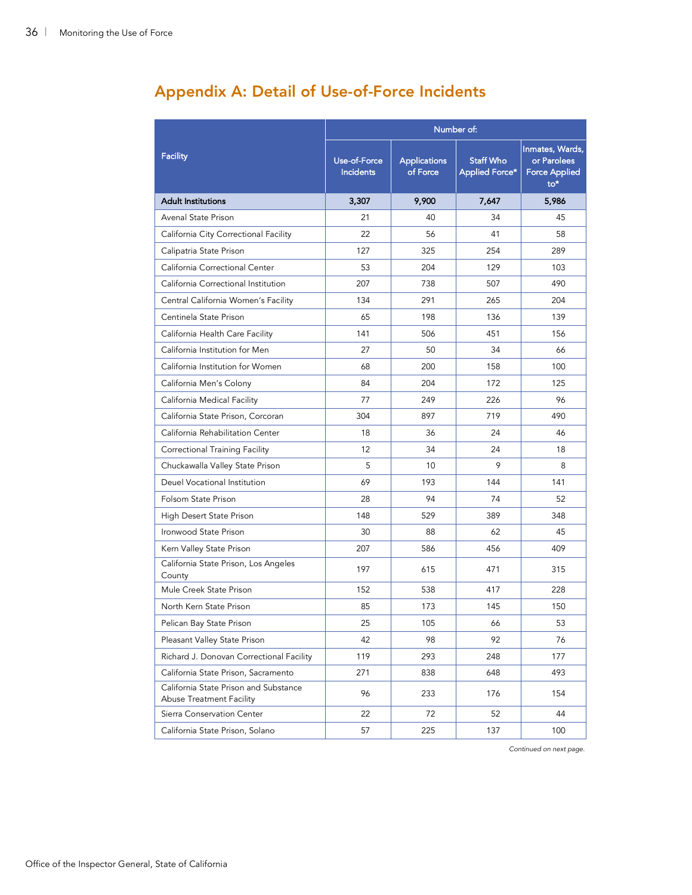## Appendix A: Detail of Use-of-Force Incidents

| Facility | Number of: | | | |
|---|---|---|---|---|
| | Use-of-Force Incidents | Applications of Force | Staff Who Applied Force* | Inmates, Wards, or Parolees Force Applied to* |
| **Adult Institutions** | **3,307** | **9,900** | **7,647** | **5,986** |
| Avenal State Prison | 21 | 40 | 34 | 45 |
| California City Correctional Facility | 22 | 56 | 41 | 58 |
| Calipatria State Prison | 127 | 325 | 254 | 289 |
| California Correctional Center | 53 | 204 | 129 | 103 |
| California Correctional Institution | 207 | 738 | 507 | 490 |
| Central California Women's Facility | 134 | 291 | 265 | 204 |
| Centinela State Prison | 65 | 198 | 136 | 139 |
| California Health Care Facility | 141 | 506 | 451 | 156 |
| California Institution for Men | 27 | 50 | 34 | 66 |
| California Institution for Women | 68 | 200 | 158 | 100 |
| California Men's Colony | 84 | 204 | 172 | 125 |
| California Medical Facility | 77 | 249 | 226 | 96 |
| California State Prison, Corcoran | 304 | 897 | 719 | 490 |
| California Rehabilitation Center | 18 | 36 | 24 | 46 |
| Correctional Training Facility | 12 | 34 | 24 | 18 |
| Chuckawalla Valley State Prison | 5 | 10 | 9 | 8 |
| Deuel Vocational Institution | 69 | 193 | 144 | 141 |
| Folsom State Prison | 28 | 94 | 74 | 52 |
| High Desert State Prison | 148 | 529 | 389 | 348 |
| Ironwood State Prison | 30 | 88 | 62 | 45 |
| Kern Valley State Prison | 207 | 586 | 456 | 409 |
| California State Prison, Los Angeles County | 197 | 615 | 471 | 315 |
| Mule Creek State Prison | 152 | 538 | 417 | 228 |
| North Kern State Prison | 85 | 173 | 145 | 150 |
| Pelican Bay State Prison | 25 | 105 | 66 | 53 |
| Pleasant Valley State Prison | 42 | 98 | 92 | 76 |
| Richard J. Donovan Correctional Facility | 119 | 293 | 248 | 177 |
| California State Prison, Sacramento | 271 | 838 | 648 | 493 |
| California State Prison and Substance Abuse Treatment Facility | 96 | 233 | 176 | 154 |
| Sierra Conservation Center | 22 | 72 | 52 | 44 |
| California State Prison, Solano | 57 | 225 | 137 | 100 |

*Continued on next page.*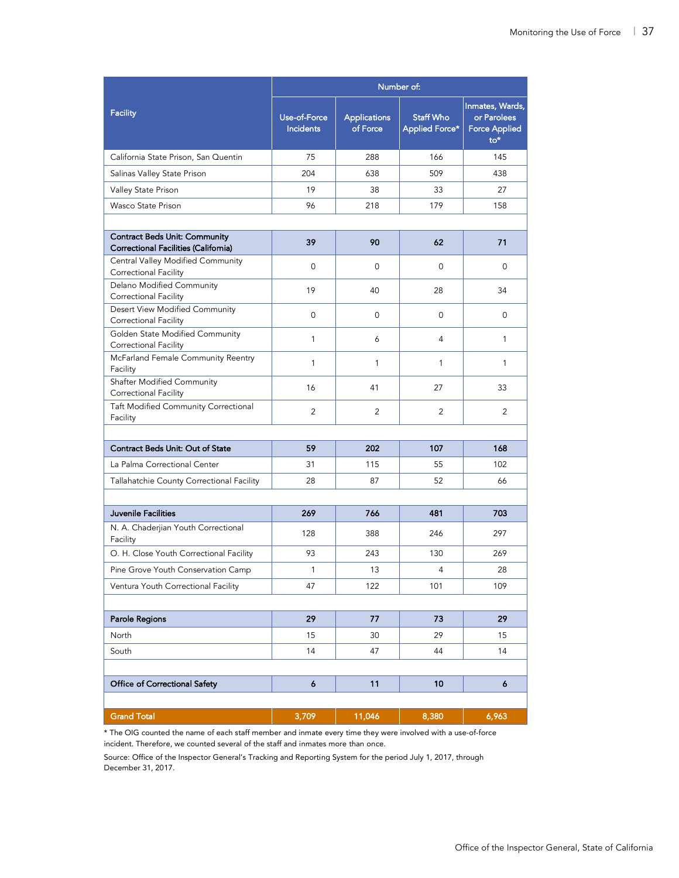| Facility | Number of: | | | |
|---|---|---|---|---|
| | Use-of-Force Incidents | Applications of Force | Staff Who Applied Force* | Inmates, Wards, or Parolees Force Applied to* |
| California State Prison, San Quentin | 75 | 288 | 166 | 145 |
| Salinas Valley State Prison | 204 | 638 | 509 | 438 |
| Valley State Prison | 19 | 38 | 33 | 27 |
| Wasco State Prison | 96 | 218 | 179 | 158 |
| | | | | |
| **Contract Beds Unit: Community Correctional Facilities (California)** | **39** | **90** | **62** | **71** |
| Central Valley Modified Community Correctional Facility | 0 | 0 | 0 | 0 |
| Delano Modified Community Correctional Facility | 19 | 40 | 28 | 34 |
| Desert View Modified Community Correctional Facility | 0 | 0 | 0 | 0 |
| Golden State Modified Community Correctional Facility | 1 | 6 | 4 | 1 |
| McFarland Female Community Reentry Facility | 1 | 1 | 1 | 1 |
| Shafter Modified Community Correctional Facility | 16 | 41 | 27 | 33 |
| Taft Modified Community Correctional Facility | 2 | 2 | 2 | 2 |
| | | | | |
| **Contract Beds Unit: Out of State** | **59** | **202** | **107** | **168** |
| La Palma Correctional Center | 31 | 115 | 55 | 102 |
| Tallahatchie County Correctional Facility | 28 | 87 | 52 | 66 |
| | | | | |
| **Juvenile Facilities** | **269** | **766** | **481** | **703** |
| N. A. Chaderjian Youth Correctional Facility | 128 | 388 | 246 | 297 |
| O. H. Close Youth Correctional Facility | 93 | 243 | 130 | 269 |
| Pine Grove Youth Conservation Camp | 1 | 13 | 4 | 28 |
| Ventura Youth Correctional Facility | 47 | 122 | 101 | 109 |
| | | | | |
| **Parole Regions** | **29** | **77** | **73** | **29** |
| North | 15 | 30 | 29 | 15 |
| South | 14 | 47 | 44 | 14 |
| | | | | |
| **Office of Correctional Safety** | **6** | **11** | **10** | **6** |
| | | | | |
| **Grand Total** | **3,709** | **11,046** | **8,380** | **6,963** |

* The OIG counted the name of each staff member and inmate every time they were involved with a use-of-force incident. Therefore, we counted several of the staff and inmates more than once.

Source: Office of the Inspector General's Tracking and Reporting System for the period July 1, 2017, through December 31, 2017.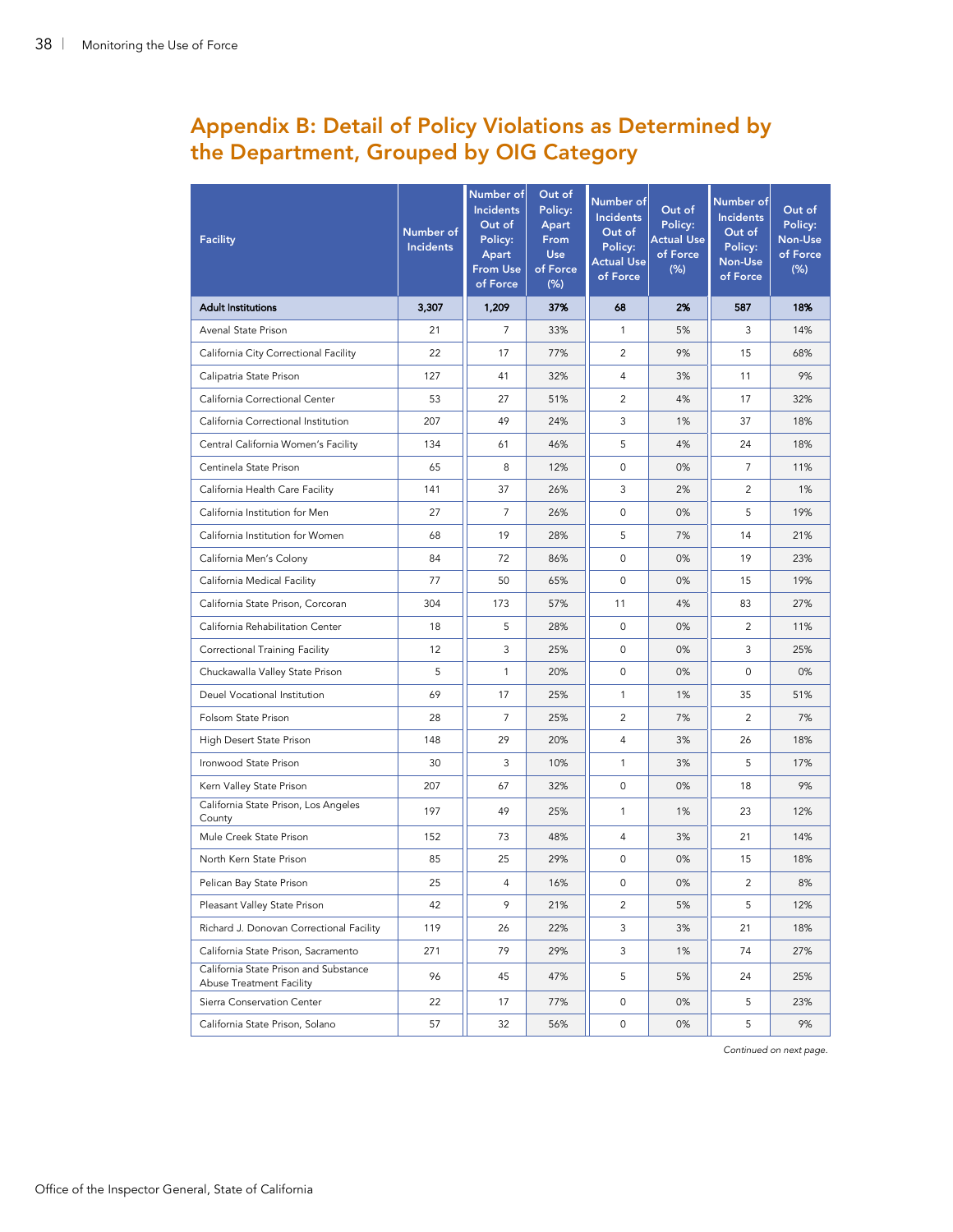## Appendix B: Detail of Policy Violations as Determined by the Department, Grouped by OIG Category

| Facility | Number of Incidents | Number of Incidents Out of Policy: Apart From Use of Force | Out of Policy: Apart From Use of Force (%) | Number of Incidents Out of Policy: Actual Use of Force | Out of Policy: Actual Use of Force (%) | Number of Incidents Out of Policy: Non-Use of Force | Out of Policy: Non-Use of Force (%) |
|---|---|---|---|---|---|---|---|
| **Adult Institutions** | **3,307** | **1,209** | **37%** | **68** | **2%** | **587** | **18%** |
| Avenal State Prison | 21 | 7 | 33% | 1 | 5% | 3 | 14% |
| California City Correctional Facility | 22 | 17 | 77% | 2 | 9% | 15 | 68% |
| Calipatria State Prison | 127 | 41 | 32% | 4 | 3% | 11 | 9% |
| California Correctional Center | 53 | 27 | 51% | 2 | 4% | 17 | 32% |
| California Correctional Institution | 207 | 49 | 24% | 3 | 1% | 37 | 18% |
| Central California Women's Facility | 134 | 61 | 46% | 5 | 4% | 24 | 18% |
| Centinela State Prison | 65 | 8 | 12% | 0 | 0% | 7 | 11% |
| California Health Care Facility | 141 | 37 | 26% | 3 | 2% | 2 | 1% |
| California Institution for Men | 27 | 7 | 26% | 0 | 0% | 5 | 19% |
| California Institution for Women | 68 | 19 | 28% | 5 | 7% | 14 | 21% |
| California Men's Colony | 84 | 72 | 86% | 0 | 0% | 19 | 23% |
| California Medical Facility | 77 | 50 | 65% | 0 | 0% | 15 | 19% |
| California State Prison, Corcoran | 304 | 173 | 57% | 11 | 4% | 83 | 27% |
| California Rehabilitation Center | 18 | 5 | 28% | 0 | 0% | 2 | 11% |
| Correctional Training Facility | 12 | 3 | 25% | 0 | 0% | 3 | 25% |
| Chuckawalla Valley State Prison | 5 | 1 | 20% | 0 | 0% | 0 | 0% |
| Deuel Vocational Institution | 69 | 17 | 25% | 1 | 1% | 35 | 51% |
| Folsom State Prison | 28 | 7 | 25% | 2 | 7% | 2 | 7% |
| High Desert State Prison | 148 | 29 | 20% | 4 | 3% | 26 | 18% |
| Ironwood State Prison | 30 | 3 | 10% | 1 | 3% | 5 | 17% |
| Kern Valley State Prison | 207 | 67 | 32% | 0 | 0% | 18 | 9% |
| California State Prison, Los Angeles County | 197 | 49 | 25% | 1 | 1% | 23 | 12% |
| Mule Creek State Prison | 152 | 73 | 48% | 4 | 3% | 21 | 14% |
| North Kern State Prison | 85 | 25 | 29% | 0 | 0% | 15 | 18% |
| Pelican Bay State Prison | 25 | 4 | 16% | 0 | 0% | 2 | 8% |
| Pleasant Valley State Prison | 42 | 9 | 21% | 2 | 5% | 5 | 12% |
| Richard J. Donovan Correctional Facility | 119 | 26 | 22% | 3 | 3% | 21 | 18% |
| California State Prison, Sacramento | 271 | 79 | 29% | 3 | 1% | 74 | 27% |
| California State Prison and Substance Abuse Treatment Facility | 96 | 45 | 47% | 5 | 5% | 24 | 25% |
| Sierra Conservation Center | 22 | 17 | 77% | 0 | 0% | 5 | 23% |
| California State Prison, Solano | 57 | 32 | 56% | 0 | 0% | 5 | 9% |

*Continued on next page.*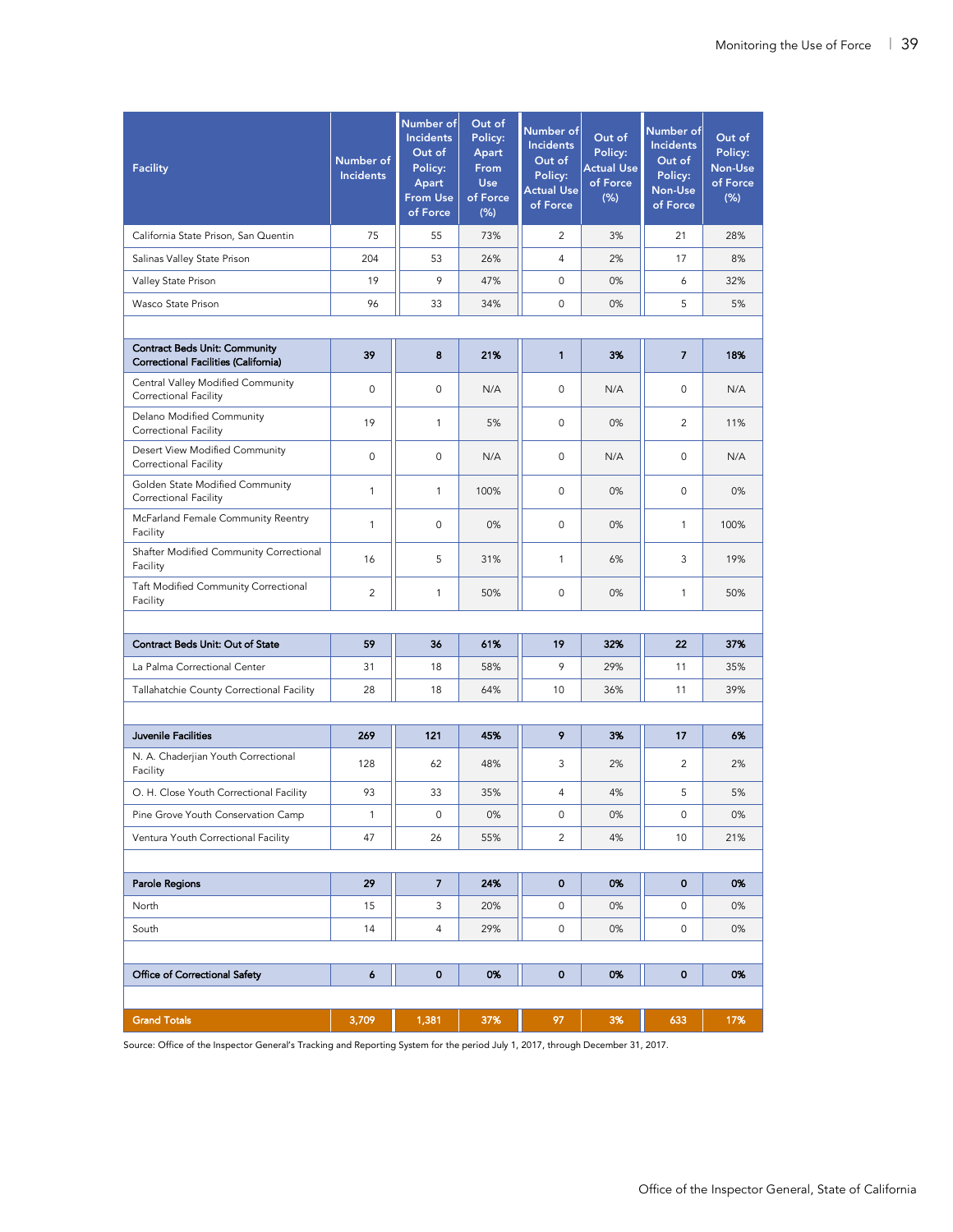| Facility | Number of Incidents | Number of Incidents Out of Policy: Apart From Use of Force | Out of Policy: Apart From Use of Force (%) | Number of Incidents Out of Policy: Actual Use of Force | Out of Policy: Actual Use of Force (%) | Number of Incidents Out of Policy: Non-Use of Force | Out of Policy: Non-Use of Force (%) |
|---|---|---|---|---|---|---|---|
| California State Prison, San Quentin | 75 | 55 | 73% | 2 | 3% | 21 | 28% |
| Salinas Valley State Prison | 204 | 53 | 26% | 4 | 2% | 17 | 8% |
| Valley State Prison | 19 | 9 | 47% | 0 | 0% | 6 | 32% |
| Wasco State Prison | 96 | 33 | 34% | 0 | 0% | 5 | 5% |
| | | | | | | | |
| **Contract Beds Unit: Community Correctional Facilities (California)** | **39** | **8** | **21%** | **1** | **3%** | **7** | **18%** |
| Central Valley Modified Community Correctional Facility | 0 | 0 | N/A | 0 | N/A | 0 | N/A |
| Delano Modified Community Correctional Facility | 19 | 1 | 5% | 0 | 0% | 2 | 11% |
| Desert View Modified Community Correctional Facility | 0 | 0 | N/A | 0 | N/A | 0 | N/A |
| Golden State Modified Community Correctional Facility | 1 | 1 | 100% | 0 | 0% | 0 | 0% |
| McFarland Female Community Reentry Facility | 1 | 0 | 0% | 0 | 0% | 1 | 100% |
| Shafter Modified Community Correctional Facility | 16 | 5 | 31% | 1 | 6% | 3 | 19% |
| Taft Modified Community Correctional Facility | 2 | 1 | 50% | 0 | 0% | 1 | 50% |
| | | | | | | | |
| **Contract Beds Unit: Out of State** | **59** | **36** | **61%** | **19** | **32%** | **22** | **37%** |
| La Palma Correctional Center | 31 | 18 | 58% | 9 | 29% | 11 | 35% |
| Tallahatchie County Correctional Facility | 28 | 18 | 64% | 10 | 36% | 11 | 39% |
| | | | | | | | |
| **Juvenile Facilities** | **269** | **121** | **45%** | **9** | **3%** | **17** | **6%** |
| N. A. Chaderjian Youth Correctional Facility | 128 | 62 | 48% | 3 | 2% | 2 | 2% |
| O. H. Close Youth Correctional Facility | 93 | 33 | 35% | 4 | 4% | 5 | 5% |
| Pine Grove Youth Conservation Camp | 1 | 0 | 0% | 0 | 0% | 0 | 0% |
| Ventura Youth Correctional Facility | 47 | 26 | 55% | 2 | 4% | 10 | 21% |
| | | | | | | | |
| **Parole Regions** | **29** | **7** | **24%** | **0** | **0%** | **0** | **0%** |
| North | 15 | 3 | 20% | 0 | 0% | 0 | 0% |
| South | 14 | 4 | 29% | 0 | 0% | 0 | 0% |
| | | | | | | | |
| **Office of Correctional Safety** | **6** | **0** | **0%** | **0** | **0%** | **0** | **0%** |
| | | | | | | | |
| **Grand Totals** | **3,709** | **1,381** | **37%** | **97** | **3%** | **633** | **17%** |

Source: Office of the Inspector General's Tracking and Reporting System for the period July 1, 2017, through December 31, 2017.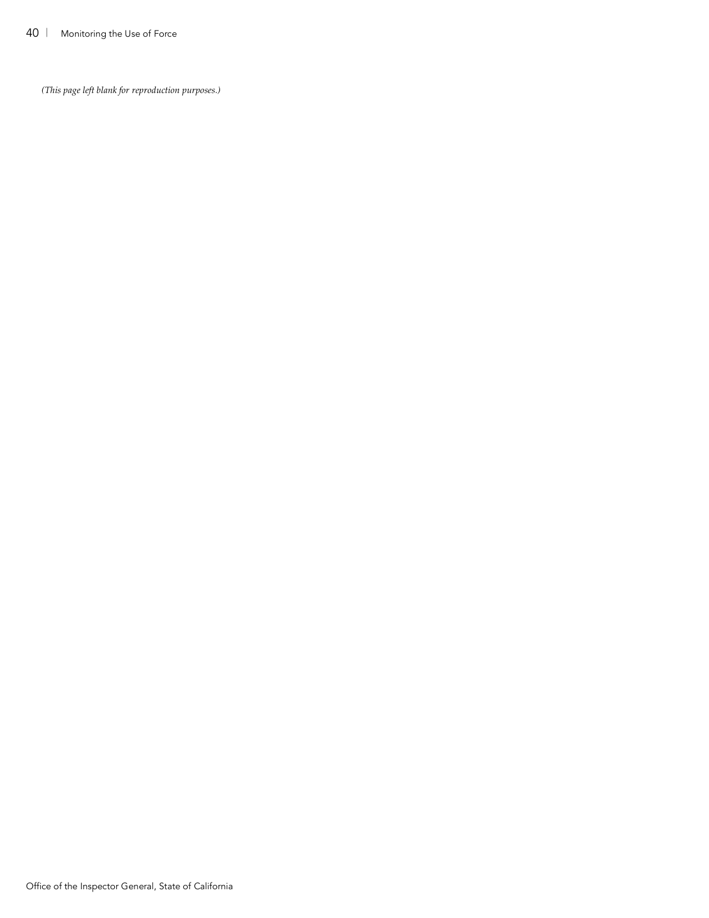*(This page left blank for reproduction purposes.)*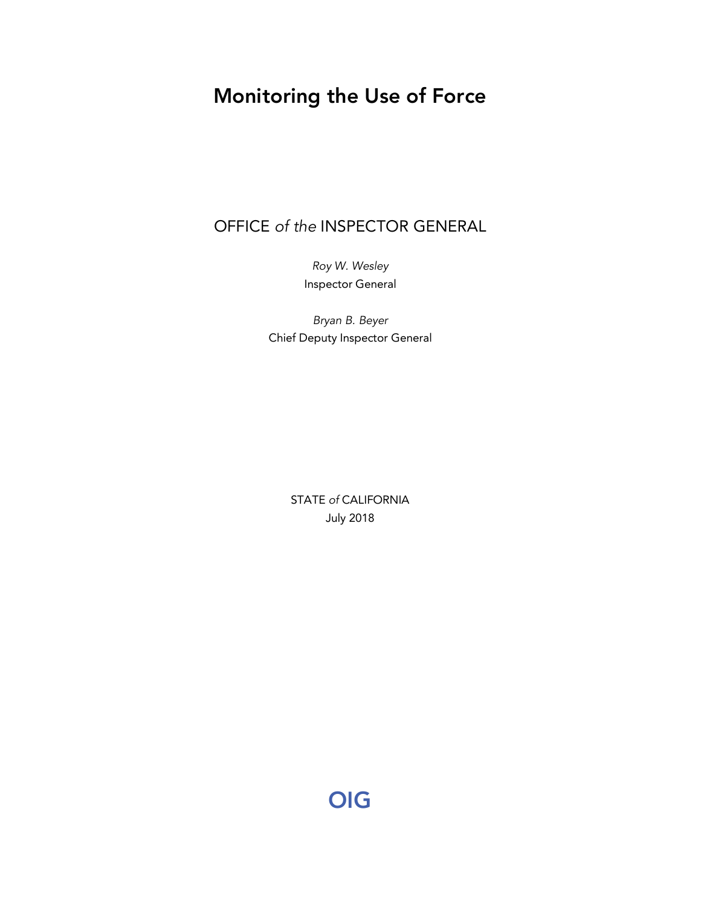# Monitoring the Use of Force

OFFICE *of the* INSPECTOR GENERAL

*Roy W. Wesley*
Inspector General

*Bryan B. Beyer*
Chief Deputy Inspector General

STATE *of* CALIFORNIA
July 2018

OIG